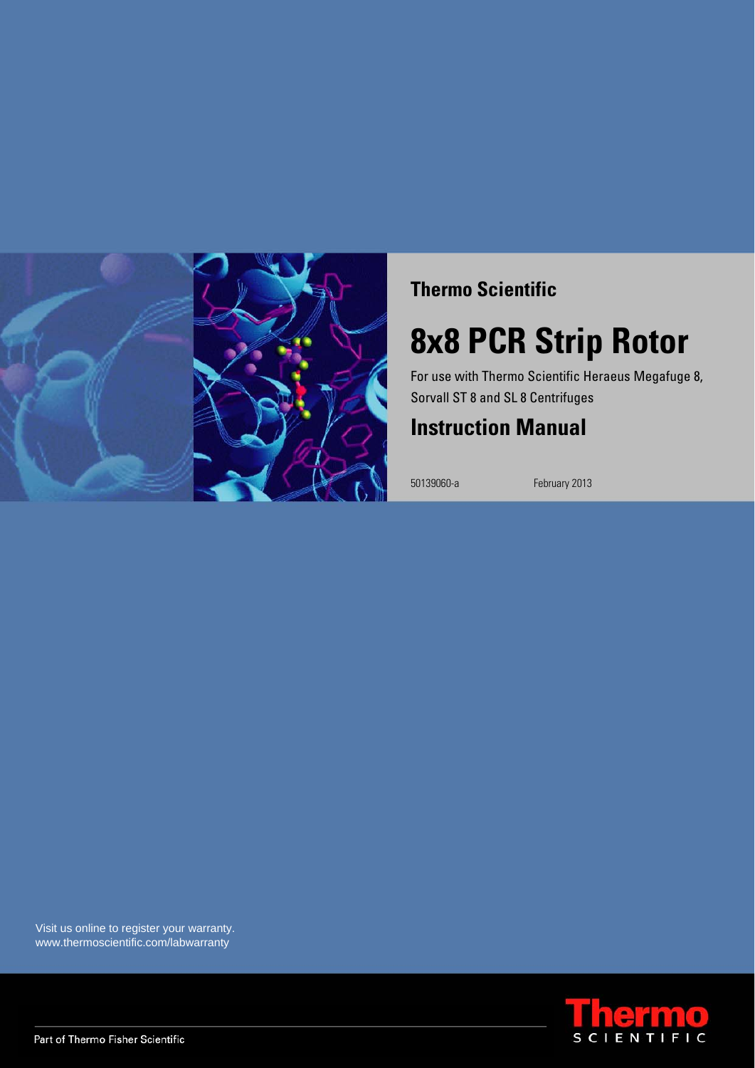Thermo Scientific

# 8x8 PCR Strip Rotor

For use with Thermo Scientific Heraeus Megafuge 8, Sorvall ST 8 and SL 8 Centrifuges

## Instruction Manual

50139060-a

February 2013

Visit us online to register your warranty.
www.thermoscientific.com/labwarranty

Part of Thermo Fisher Scientific

Thermo SCIENTIFIC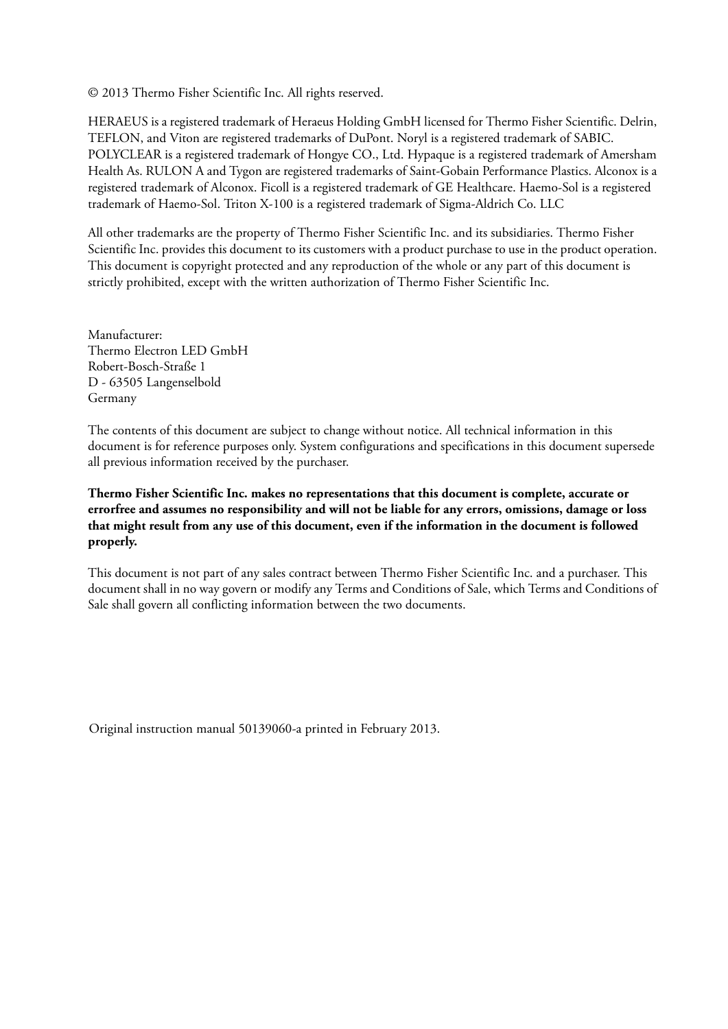© 2013 Thermo Fisher Scientific Inc. All rights reserved.

HERAEUS is a registered trademark of Heraeus Holding GmbH licensed for Thermo Fisher Scientific. Delrin, TEFLON, and Viton are registered trademarks of DuPont. Noryl is a registered trademark of SABIC. POLYCLEAR is a registered trademark of Hongye CO., Ltd. Hypaque is a registered trademark of Amersham Health As. RULON A and Tygon are registered trademarks of Saint-Gobain Performance Plastics. Alconox is a registered trademark of Alconox. Ficoll is a registered trademark of GE Healthcare. Haemo-Sol is a registered trademark of Haemo-Sol. Triton X-100 is a registered trademark of Sigma-Aldrich Co. LLC

All other trademarks are the property of Thermo Fisher Scientific Inc. and its subsidiaries. Thermo Fisher Scientific Inc. provides this document to its customers with a product purchase to use in the product operation. This document is copyright protected and any reproduction of the whole or any part of this document is strictly prohibited, except with the written authorization of Thermo Fisher Scientific Inc.

Manufacturer:
Thermo Electron LED GmbH
Robert-Bosch-Straße 1
D - 63505 Langenselbold
Germany

The contents of this document are subject to change without notice. All technical information in this document is for reference purposes only. System configurations and specifications in this document supersede all previous information received by the purchaser.

**Thermo Fisher Scientific Inc. makes no representations that this document is complete, accurate or errorfree and assumes no responsibility and will not be liable for any errors, omissions, damage or loss that might result from any use of this document, even if the information in the document is followed properly.**

This document is not part of any sales contract between Thermo Fisher Scientific Inc. and a purchaser. This document shall in no way govern or modify any Terms and Conditions of Sale, which Terms and Conditions of Sale shall govern all conflicting information between the two documents.

Original instruction manual 50139060-a printed in February 2013.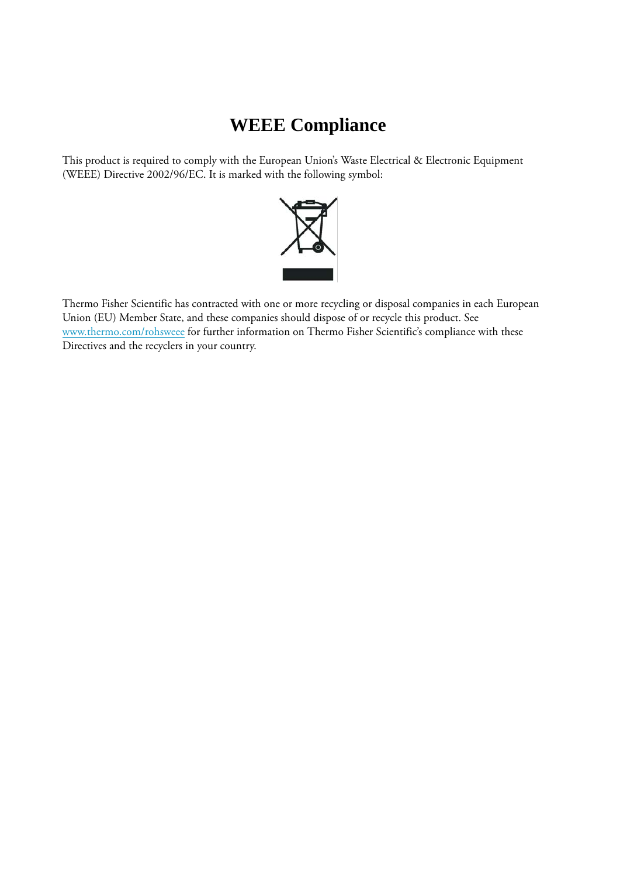# WEEE Compliance

This product is required to comply with the European Union's Waste Electrical & Electronic Equipment (WEEE) Directive 2002/96/EC. It is marked with the following symbol:

Thermo Fisher Scientific has contracted with one or more recycling or disposal companies in each European Union (EU) Member State, and these companies should dispose of or recycle this product. See www.thermo.com/rohsweee for further information on Thermo Fisher Scientific's compliance with these Directives and the recyclers in your country.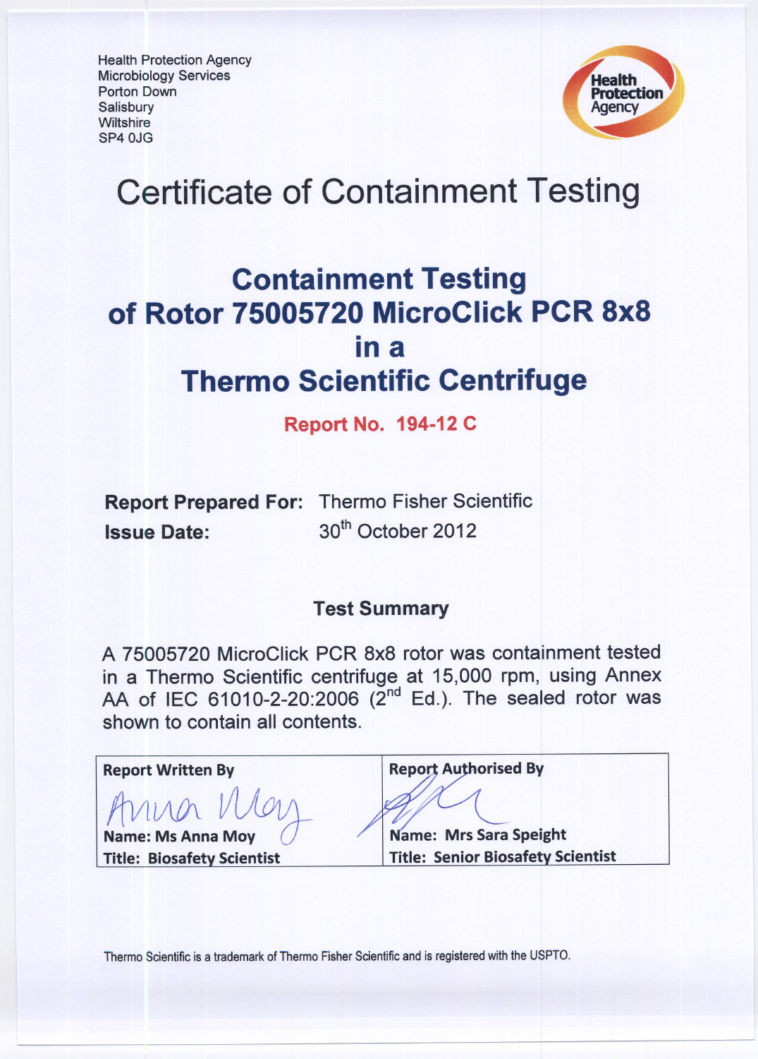Health Protection Agency
Microbiology Services
Porton Down
Salisbury
Wiltshire
SP4 0JG

Health Protection Agency

# Certificate of Containment Testing

## Containment Testing of Rotor 75005720 MicroClick PCR 8x8 in a Thermo Scientific Centrifuge

**Report No. 194-12 C**

**Report Prepared For:** Thermo Fisher Scientific
**Issue Date:** 30th October 2012

### Test Summary

A 75005720 MicroClick PCR 8x8 rotor was containment tested in a Thermo Scientific centrifuge at 15,000 rpm, using Annex AA of IEC 61010-2-20:2006 (2nd Ed.). The sealed rotor was shown to contain all contents.

| Report Written By | Report Authorised By |
| --- | --- |
| Anna Moy | [signature] |
| Name: Ms Anna Moy | Name: Mrs Sara Speight |
| Title: Biosafety Scientist | Title: Senior Biosafety Scientist |

Thermo Scientific is a trademark of Thermo Fisher Scientific and is registered with the USPTO.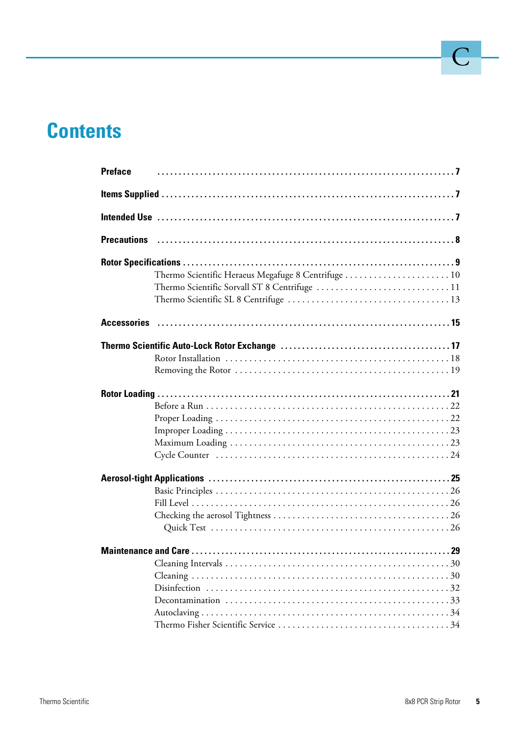# Contents

**Preface** ........ **7**

**Items Supplied** ........ **7**

**Intended Use** ........ **7**

**Precautions** ........ **8**

**Rotor Specifications** ........ **9**
- Thermo Scientific Heraeus Megafuge 8 Centrifuge ........ 10
- Thermo Scientific Sorvall ST 8 Centrifuge ........ 11
- Thermo Scientific SL 8 Centrifuge ........ 13

**Accessories** ........ **15**

**Thermo Scientific Auto-Lock Rotor Exchange** ........ **17**
- Rotor Installation ........ 18
- Removing the Rotor ........ 19

**Rotor Loading** ........ **21**
- Before a Run ........ 22
- Proper Loading ........ 22
- Improper Loading ........ 23
- Maximum Loading ........ 23
- Cycle Counter ........ 24

**Aerosol-tight Applications** ........ **25**
- Basic Principles ........ 26
- Fill Level ........ 26
- Checking the aerosol Tightness ........ 26
  - Quick Test ........ 26

**Maintenance and Care** ........ **29**
- Cleaning Intervals ........ 30
- Cleaning ........ 30
- Disinfection ........ 32
- Decontamination ........ 33
- Autoclaving ........ 34
- Thermo Fisher Scientific Service ........ 34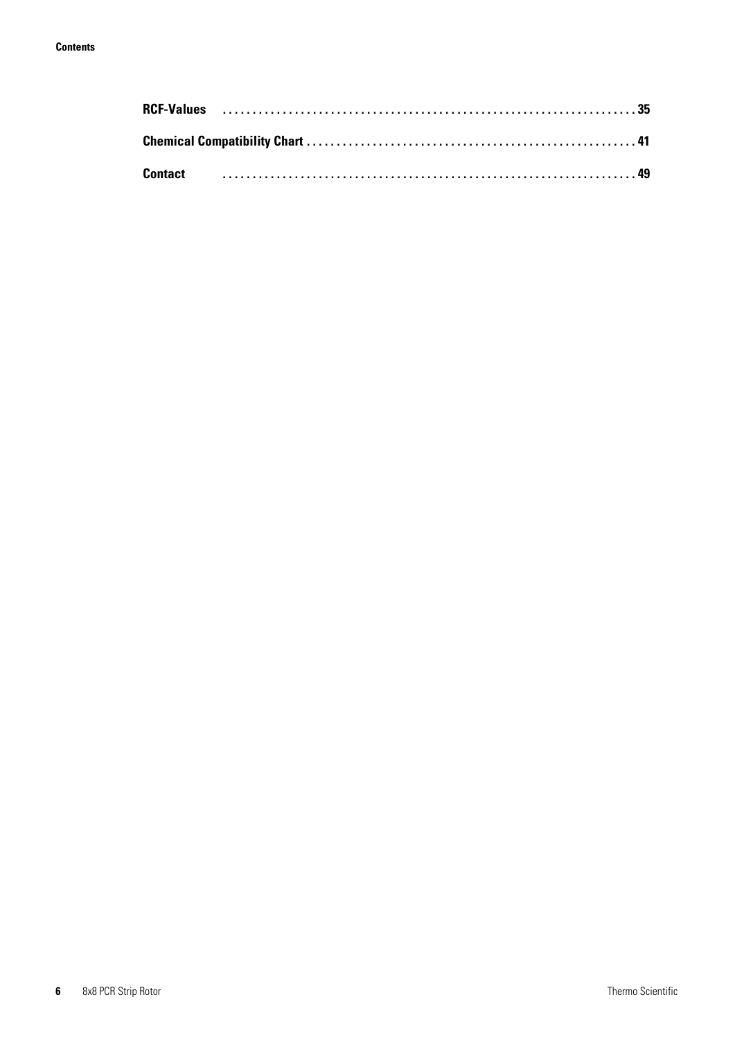**RCF-Values** .......................................................................... 35

**Chemical Compatibility Chart** ............................................................ 41

**Contact** .............................................................................. 49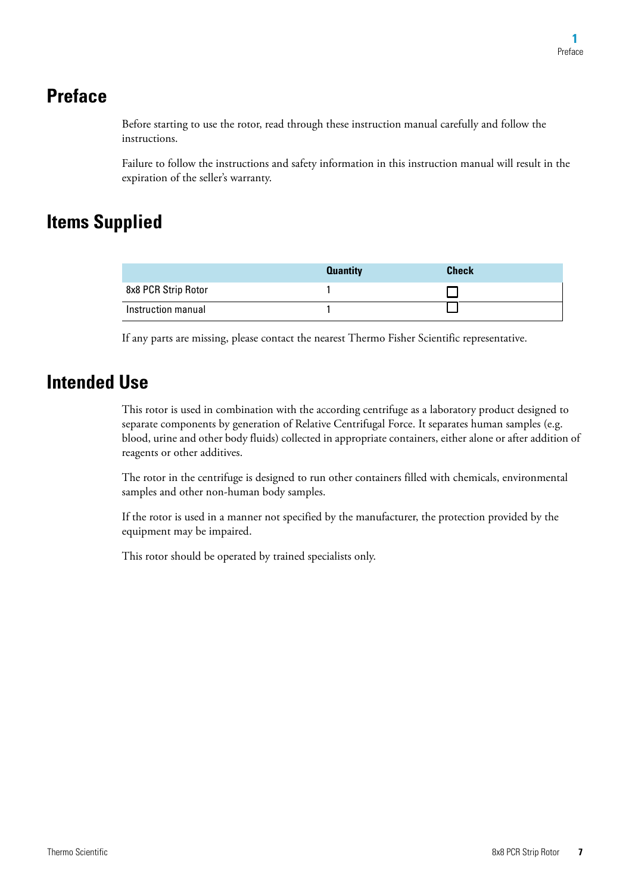# Preface

Before starting to use the rotor, read through these instruction manual carefully and follow the instructions.

Failure to follow the instructions and safety information in this instruction manual will result in the expiration of the seller's warranty.

# Items Supplied

| | Quantity | Check |
|---|---|---|
| 8x8 PCR Strip Rotor | 1 | ☐ |
| Instruction manual | 1 | ☐ |

If any parts are missing, please contact the nearest Thermo Fisher Scientific representative.

# Intended Use

This rotor is used in combination with the according centrifuge as a laboratory product designed to separate components by generation of Relative Centrifugal Force. It separates human samples (e.g. blood, urine and other body fluids) collected in appropriate containers, either alone or after addition of reagents or other additives.

The rotor in the centrifuge is designed to run other containers filled with chemicals, environmental samples and other non-human body samples.

If the rotor is used in a manner not specified by the manufacturer, the protection provided by the equipment may be impaired.

This rotor should be operated by trained specialists only.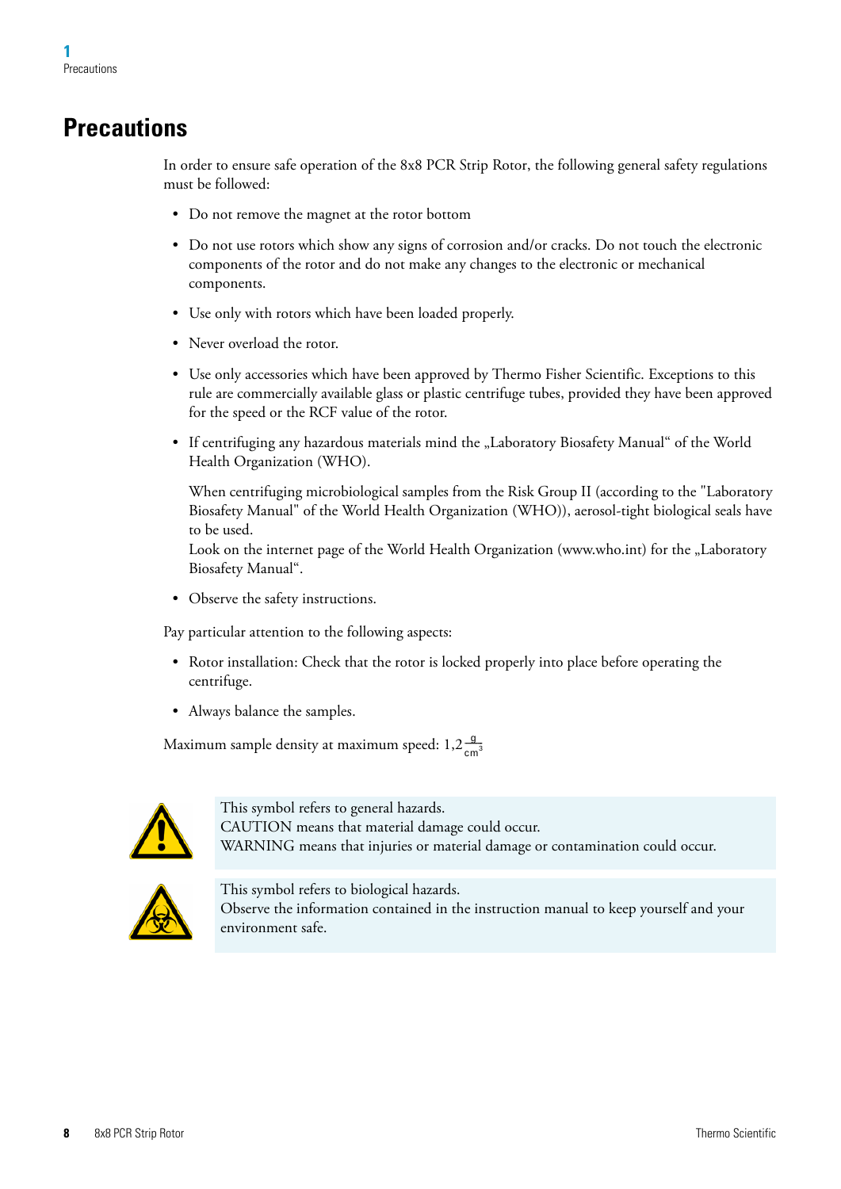# Precautions

In order to ensure safe operation of the 8x8 PCR Strip Rotor, the following general safety regulations must be followed:

- Do not remove the magnet at the rotor bottom
- Do not use rotors which show any signs of corrosion and/or cracks. Do not touch the electronic components of the rotor and do not make any changes to the electronic or mechanical components.
- Use only with rotors which have been loaded properly.
- Never overload the rotor.
- Use only accessories which have been approved by Thermo Fisher Scientific. Exceptions to this rule are commercially available glass or plastic centrifuge tubes, provided they have been approved for the speed or the RCF value of the rotor.
- If centrifuging any hazardous materials mind the „Laboratory Biosafety Manual“ of the World Health Organization (WHO).

  When centrifuging microbiological samples from the Risk Group II (according to the "Laboratory Biosafety Manual" of the World Health Organization (WHO)), aerosol-tight biological seals have to be used.
  Look on the internet page of the World Health Organization (www.who.int) for the „Laboratory Biosafety Manual“.
- Observe the safety instructions.

Pay particular attention to the following aspects:

- Rotor installation: Check that the rotor is locked properly into place before operating the centrifuge.
- Always balance the samples.

Maximum sample density at maximum speed: $1{,}2 \frac{g}{cm^3}$

This symbol refers to general hazards.
CAUTION means that material damage could occur.
WARNING means that injuries or material damage or contamination could occur.

This symbol refers to biological hazards.
Observe the information contained in the instruction manual to keep yourself and your environment safe.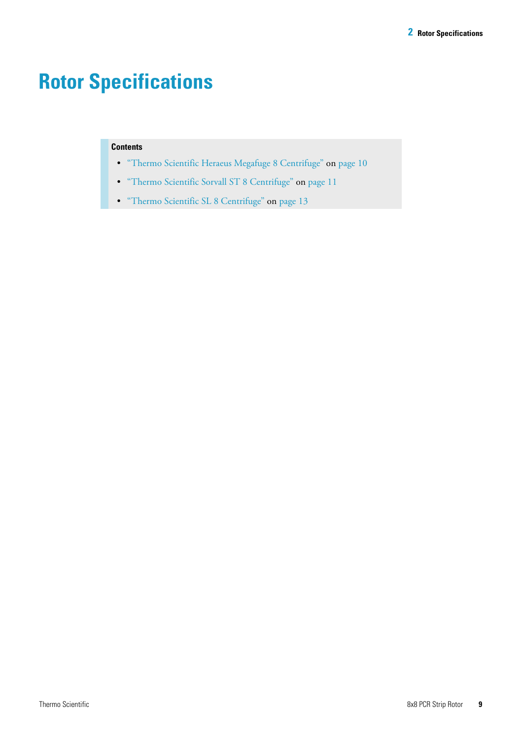# Rotor Specifications

**Contents**

- "Thermo Scientific Heraeus Megafuge 8 Centrifuge" on page 10
- "Thermo Scientific Sorvall ST 8 Centrifuge" on page 11
- "Thermo Scientific SL 8 Centrifuge" on page 13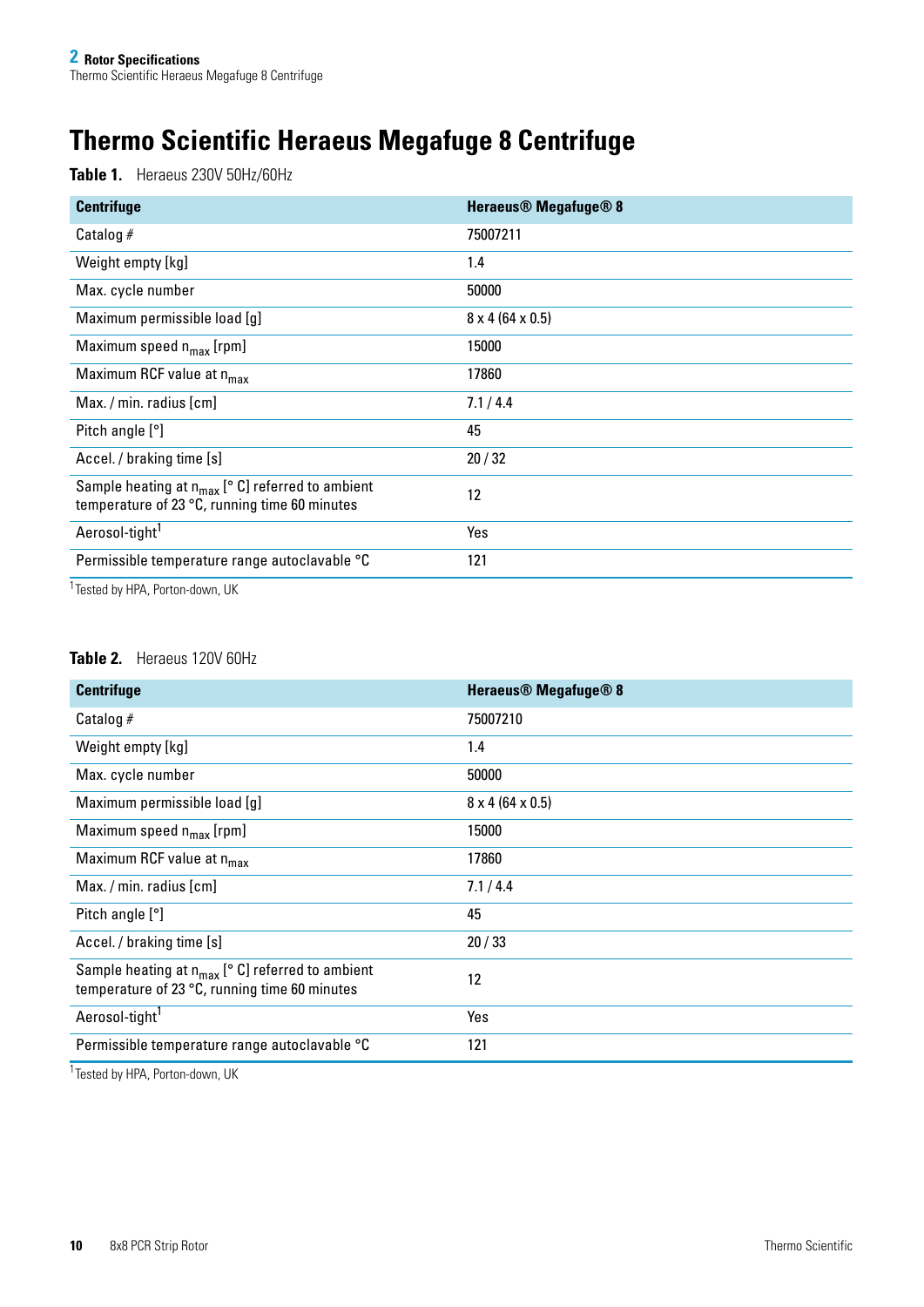# Thermo Scientific Heraeus Megafuge 8 Centrifuge

**Table 1.** Heraeus 230V 50Hz/60Hz

| Centrifuge | Heraeus® Megafuge® 8 |
|---|---|
| Catalog # | 75007211 |
| Weight empty [kg] | 1.4 |
| Max. cycle number | 50000 |
| Maximum permissible load [g] | 8 x 4 (64 x 0.5) |
| Maximum speed $n_{max}$ [rpm] | 15000 |
| Maximum RCF value at $n_{max}$ | 17860 |
| Max. / min. radius [cm] | 7.1 / 4.4 |
| Pitch angle [°] | 45 |
| Accel. / braking time [s] | 20 / 32 |
| Sample heating at $n_{max}$ [° C] referred to ambient temperature of 23 °C, running time 60 minutes | 12 |
| Aerosol-tight[1] | Yes |
| Permissible temperature range autoclavable °C | 121 |

[1] Tested by HPA, Porton-down, UK

**Table 2.** Heraeus 120V 60Hz

| Centrifuge | Heraeus® Megafuge® 8 |
|---|---|
| Catalog # | 75007210 |
| Weight empty [kg] | 1.4 |
| Max. cycle number | 50000 |
| Maximum permissible load [g] | 8 x 4 (64 x 0.5) |
| Maximum speed $n_{max}$ [rpm] | 15000 |
| Maximum RCF value at $n_{max}$ | 17860 |
| Max. / min. radius [cm] | 7.1 / 4.4 |
| Pitch angle [°] | 45 |
| Accel. / braking time [s] | 20 / 33 |
| Sample heating at $n_{max}$ [° C] referred to ambient temperature of 23 °C, running time 60 minutes | 12 |
| Aerosol-tight[1] | Yes |
| Permissible temperature range autoclavable °C | 121 |

[1] Tested by HPA, Porton-down, UK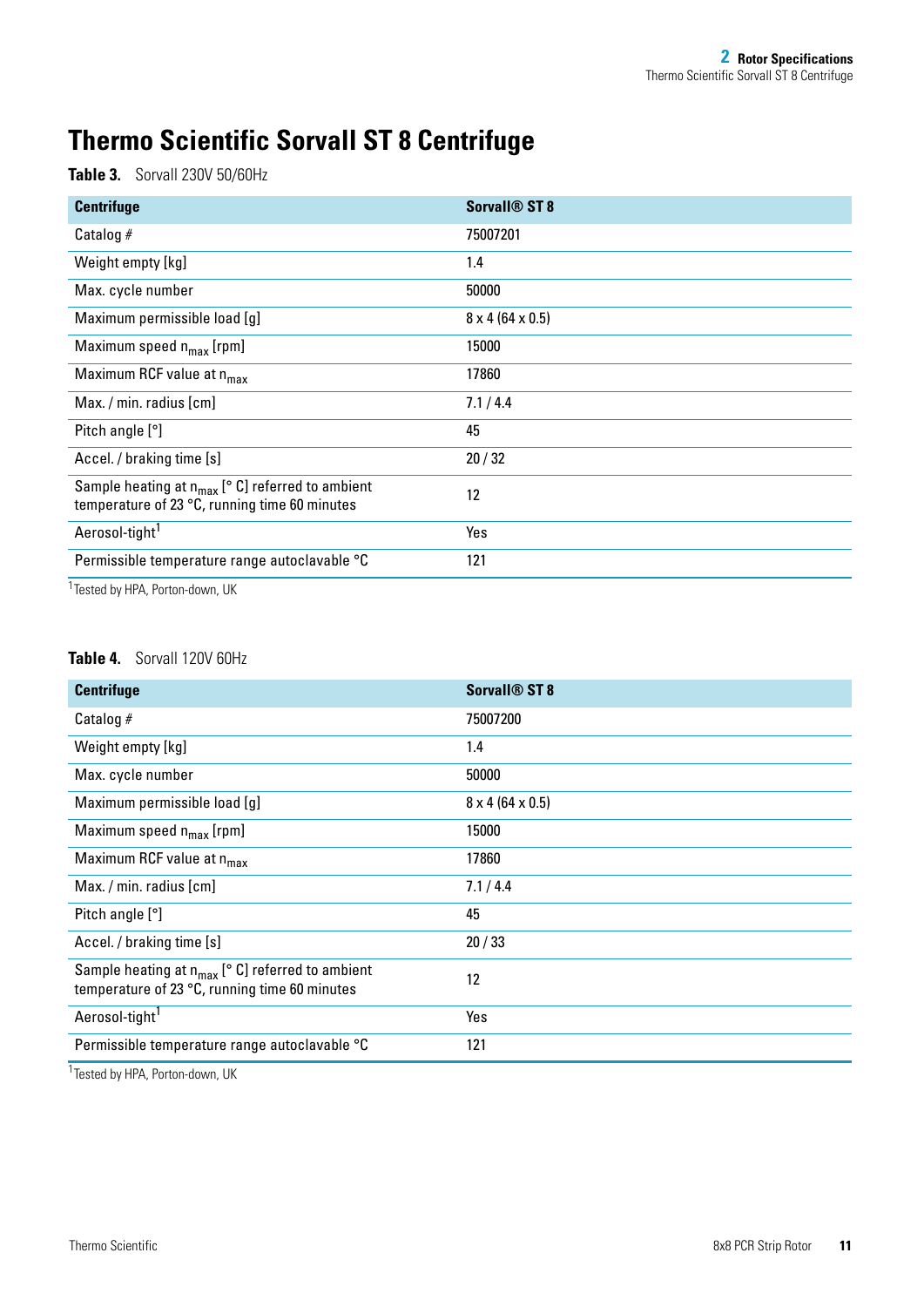# Thermo Scientific Sorvall ST 8 Centrifuge

**Table 3.** Sorvall 230V 50/60Hz

| Centrifuge | Sorvall® ST 8 |
|---|---|
| Catalog # | 75007201 |
| Weight empty [kg] | 1.4 |
| Max. cycle number | 50000 |
| Maximum permissible load [g] | 8 x 4 (64 x 0.5) |
| Maximum speed $n_{max}$ [rpm] | 15000 |
| Maximum RCF value at $n_{max}$ | 17860 |
| Max. / min. radius [cm] | 7.1 / 4.4 |
| Pitch angle [°] | 45 |
| Accel. / braking time [s] | 20 / 32 |
| Sample heating at $n_{max}$ [° C] referred to ambient temperature of 23 °C, running time 60 minutes | 12 |
| Aerosol-tight[1] | Yes |
| Permissible temperature range autoclavable °C | 121 |

[1] Tested by HPA, Porton-down, UK

**Table 4.** Sorvall 120V 60Hz

| Centrifuge | Sorvall® ST 8 |
|---|---|
| Catalog # | 75007200 |
| Weight empty [kg] | 1.4 |
| Max. cycle number | 50000 |
| Maximum permissible load [g] | 8 x 4 (64 x 0.5) |
| Maximum speed $n_{max}$ [rpm] | 15000 |
| Maximum RCF value at $n_{max}$ | 17860 |
| Max. / min. radius [cm] | 7.1 / 4.4 |
| Pitch angle [°] | 45 |
| Accel. / braking time [s] | 20 / 33 |
| Sample heating at $n_{max}$ [° C] referred to ambient temperature of 23 °C, running time 60 minutes | 12 |
| Aerosol-tight[1] | Yes |
| Permissible temperature range autoclavable °C | 121 |

[1] Tested by HPA, Porton-down, UK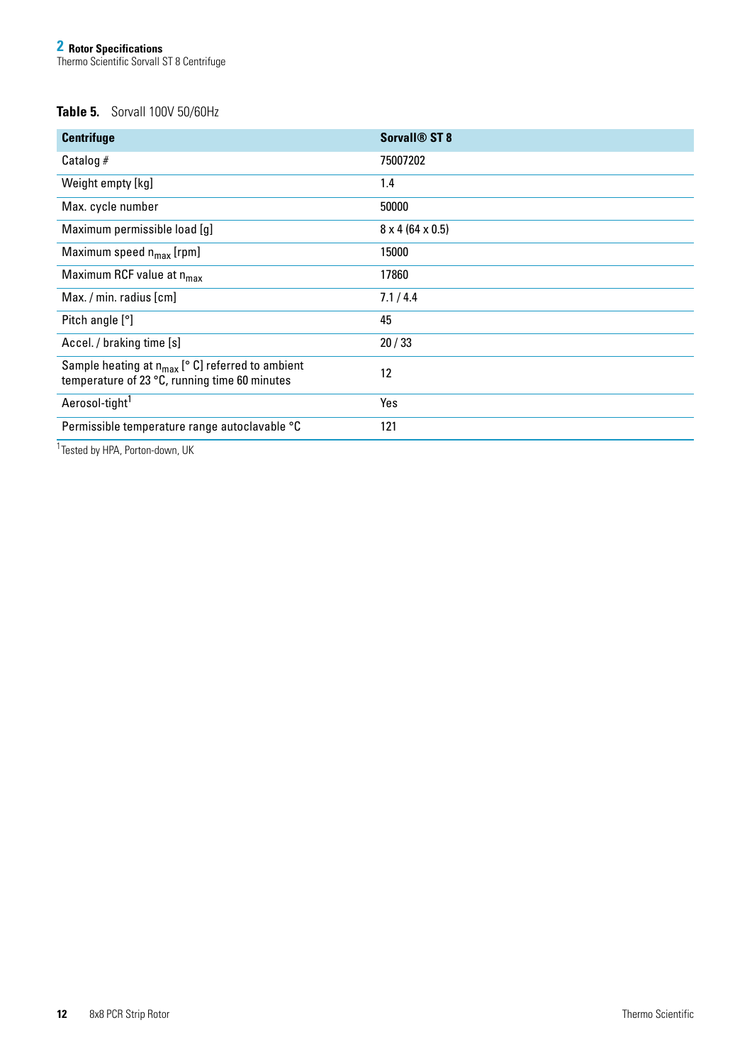**Table 5.** Sorvall 100V 50/60Hz

| Centrifuge | Sorvall® ST 8 |
|---|---|
| Catalog # | 75007202 |
| Weight empty [kg] | 1.4 |
| Max. cycle number | 50000 |
| Maximum permissible load [g] | 8 x 4 (64 x 0.5) |
| Maximum speed $n_{max}$ [rpm] | 15000 |
| Maximum RCF value at $n_{max}$ | 17860 |
| Max. / min. radius [cm] | 7.1 / 4.4 |
| Pitch angle [°] | 45 |
| Accel. / braking time [s] | 20 / 33 |
| Sample heating at $n_{max}$ [° C] referred to ambient temperature of 23 °C, running time 60 minutes | 12 |
| Aerosol-tight[1] | Yes |
| Permissible temperature range autoclavable °C | 121 |

[1] Tested by HPA, Porton-down, UK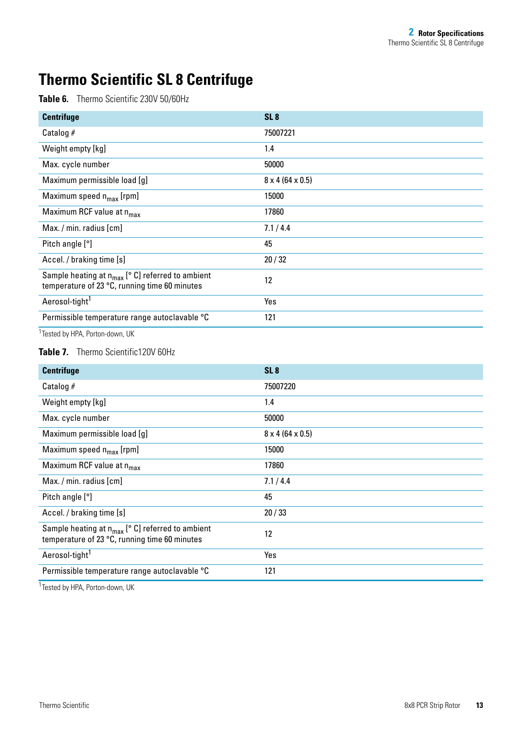# Thermo Scientific SL 8 Centrifuge

**Table 6.** Thermo Scientific 230V 50/60Hz

| Centrifuge | SL 8 |
|---|---|
| Catalog # | 75007221 |
| Weight empty [kg] | 1.4 |
| Max. cycle number | 50000 |
| Maximum permissible load [g] | 8 x 4 (64 x 0.5) |
| Maximum speed $n_{max}$ [rpm] | 15000 |
| Maximum RCF value at $n_{max}$ | 17860 |
| Max. / min. radius [cm] | 7.1 / 4.4 |
| Pitch angle [°] | 45 |
| Accel. / braking time [s] | 20 / 32 |
| Sample heating at $n_{max}$ [° C] referred to ambient temperature of 23 °C, running time 60 minutes | 12 |
| Aerosol-tight[1] | Yes |
| Permissible temperature range autoclavable °C | 121 |

[1] Tested by HPA, Porton-down, UK

**Table 7.** Thermo Scientific120V 60Hz

| Centrifuge | SL 8 |
|---|---|
| Catalog # | 75007220 |
| Weight empty [kg] | 1.4 |
| Max. cycle number | 50000 |
| Maximum permissible load [g] | 8 x 4 (64 x 0.5) |
| Maximum speed $n_{max}$ [rpm] | 15000 |
| Maximum RCF value at $n_{max}$ | 17860 |
| Max. / min. radius [cm] | 7.1 / 4.4 |
| Pitch angle [°] | 45 |
| Accel. / braking time [s] | 20 / 33 |
| Sample heating at $n_{max}$ [° C] referred to ambient temperature of 23 °C, running time 60 minutes | 12 |
| Aerosol-tight[1] | Yes |
| Permissible temperature range autoclavable °C | 121 |

[1] Tested by HPA, Porton-down, UK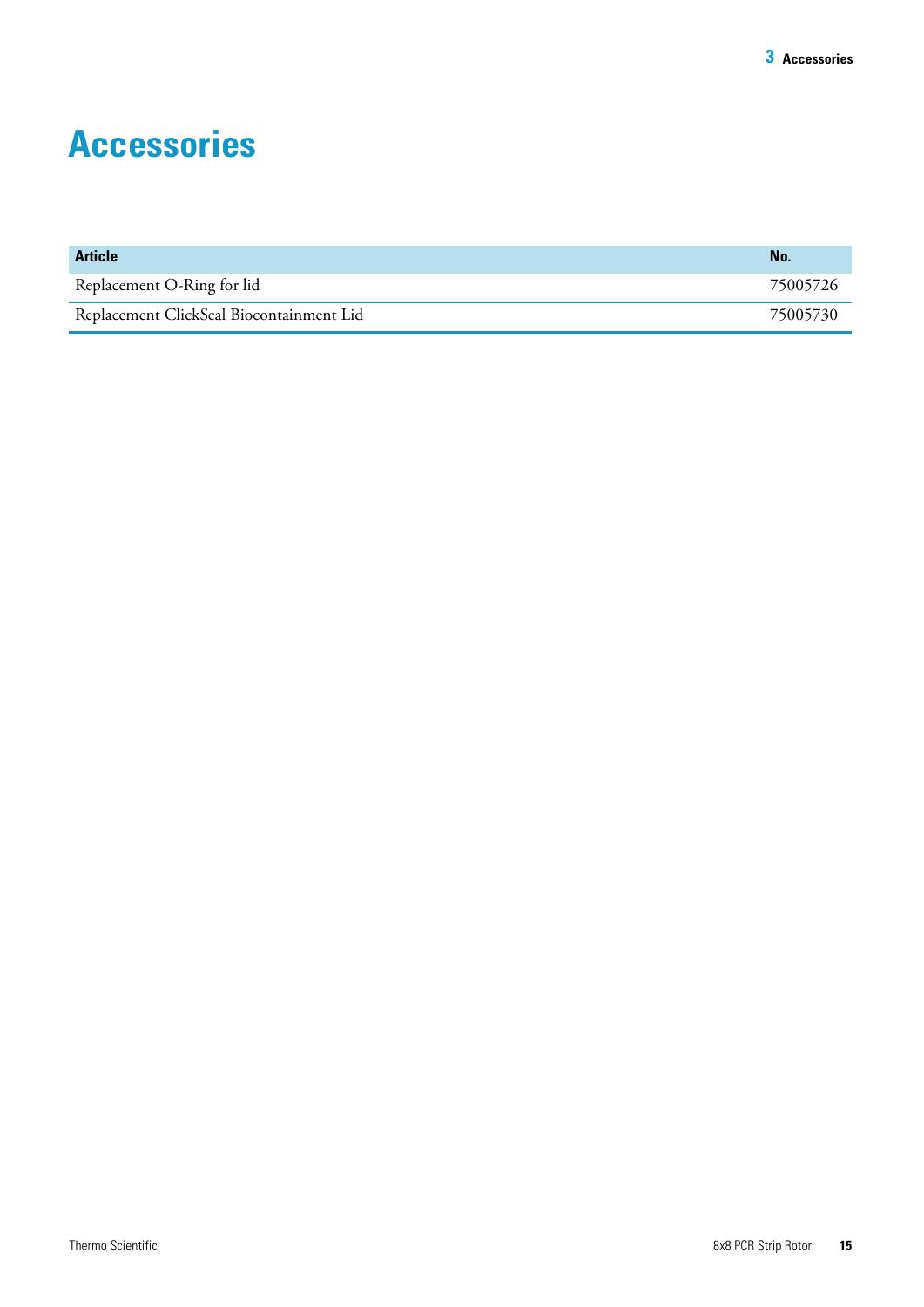# Accessories

| Article | No. |
|---|---|
| Replacement O-Ring for lid | 75005726 |
| Replacement ClickSeal Biocontainment Lid | 75005730 |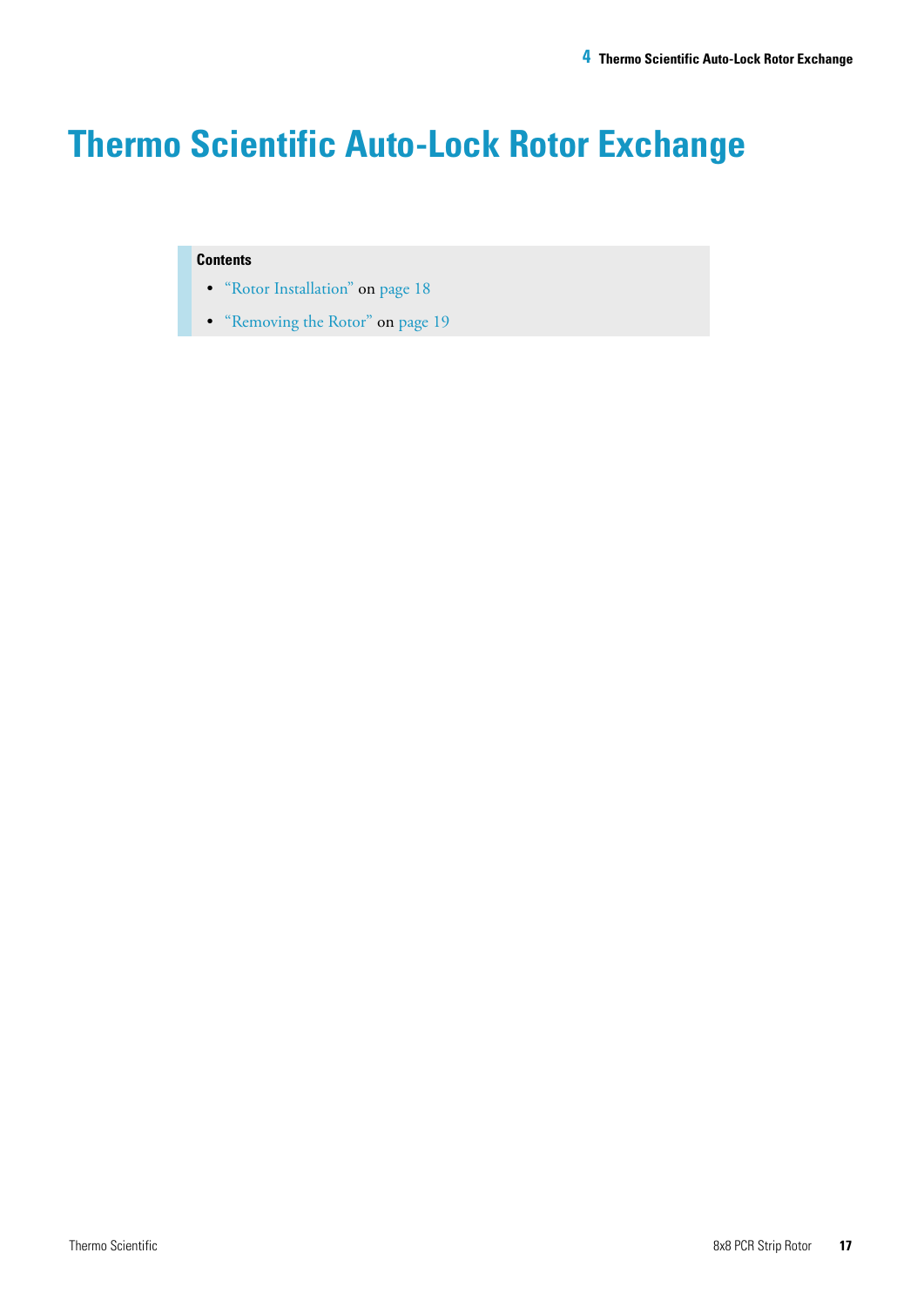# Thermo Scientific Auto-Lock Rotor Exchange

**Contents**

- "Rotor Installation" on page 18
- "Removing the Rotor" on page 19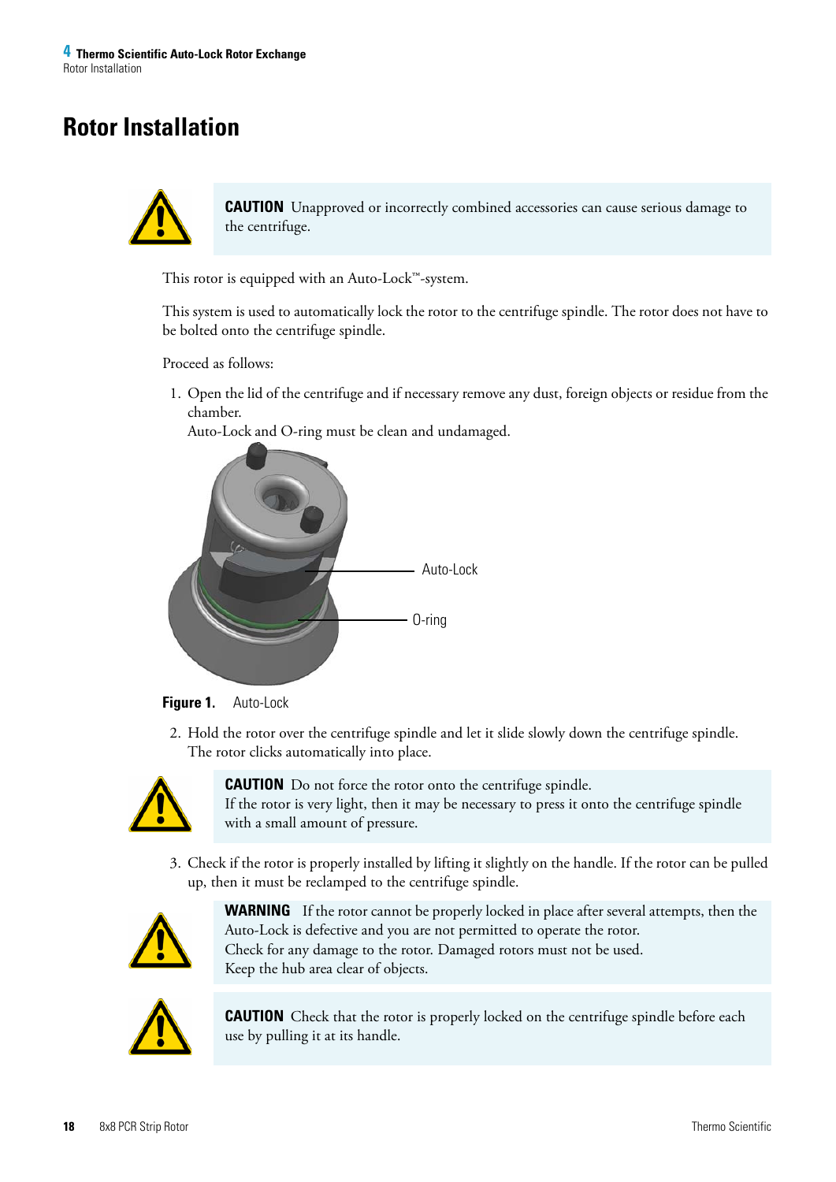# Rotor Installation

> **CAUTION** Unapproved or incorrectly combined accessories can cause serious damage to the centrifuge.

This rotor is equipped with an Auto-Lock™-system.

This system is used to automatically lock the rotor to the centrifuge spindle. The rotor does not have to be bolted onto the centrifuge spindle.

Proceed as follows:

1. Open the lid of the centrifuge and if necessary remove any dust, foreign objects or residue from the chamber.
   Auto-Lock and O-ring must be clean and undamaged.

Auto-Lock

O-ring

**Figure 1.** Auto-Lock

2. Hold the rotor over the centrifuge spindle and let it slide slowly down the centrifuge spindle.
   The rotor clicks automatically into place.

> **CAUTION** Do not force the rotor onto the centrifuge spindle.
> If the rotor is very light, then it may be necessary to press it onto the centrifuge spindle with a small amount of pressure.

3. Check if the rotor is properly installed by lifting it slightly on the handle. If the rotor can be pulled up, then it must be reclamped to the centrifuge spindle.

> **WARNING** If the rotor cannot be properly locked in place after several attempts, then the Auto-Lock is defective and you are not permitted to operate the rotor.
> Check for any damage to the rotor. Damaged rotors must not be used.
> Keep the hub area clear of objects.

> **CAUTION** Check that the rotor is properly locked on the centrifuge spindle before each use by pulling it at its handle.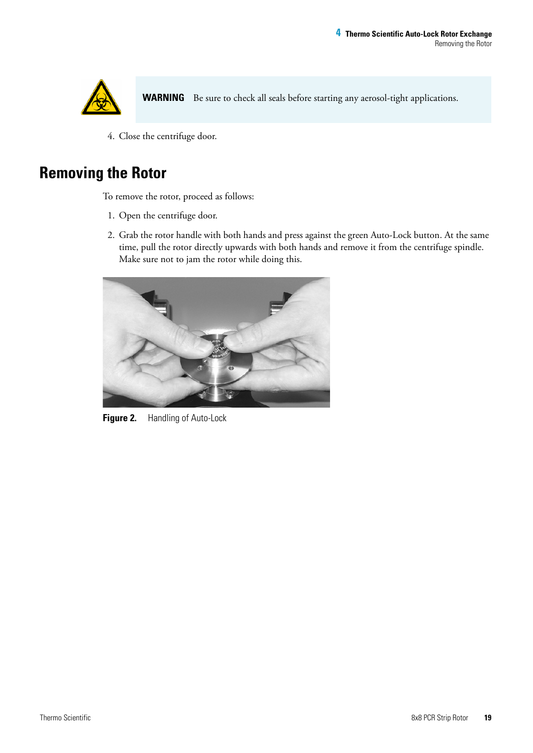**WARNING** Be sure to check all seals before starting any aerosol-tight applications.

4. Close the centrifuge door.

## Removing the Rotor

To remove the rotor, proceed as follows:

1. Open the centrifuge door.
2. Grab the rotor handle with both hands and press against the green Auto-Lock button. At the same time, pull the rotor directly upwards with both hands and remove it from the centrifuge spindle. Make sure not to jam the rotor while doing this.

**Figure 2.** Handling of Auto-Lock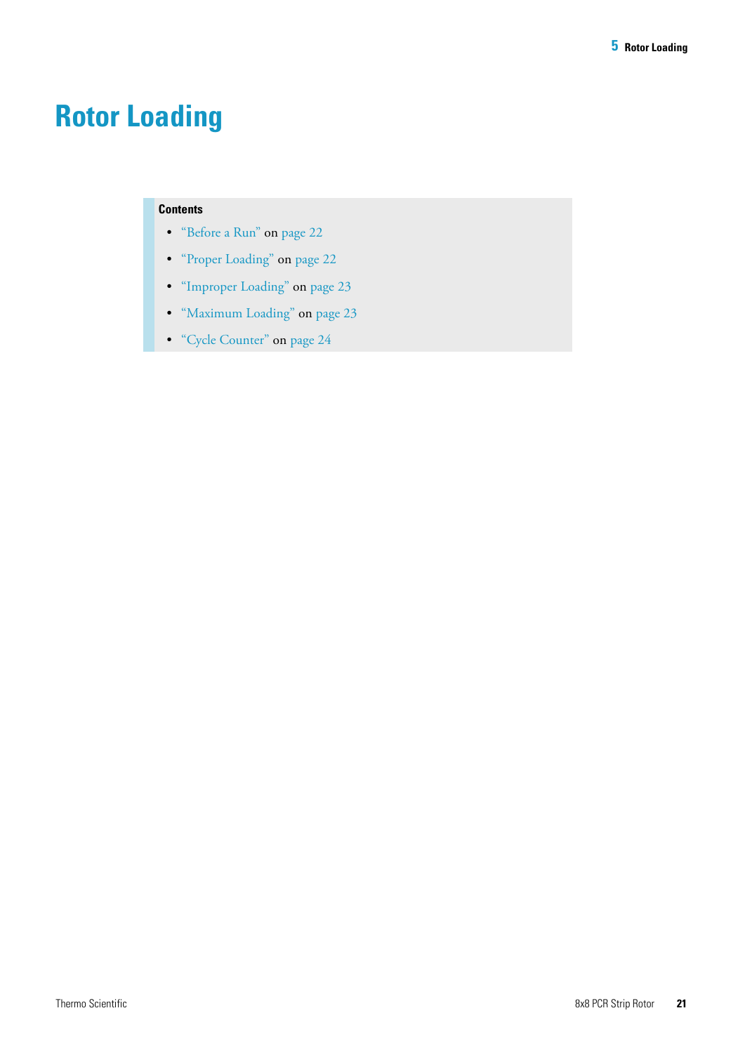# Rotor Loading

**Contents**

- "Before a Run" on page 22
- "Proper Loading" on page 22
- "Improper Loading" on page 23
- "Maximum Loading" on page 23
- "Cycle Counter" on page 24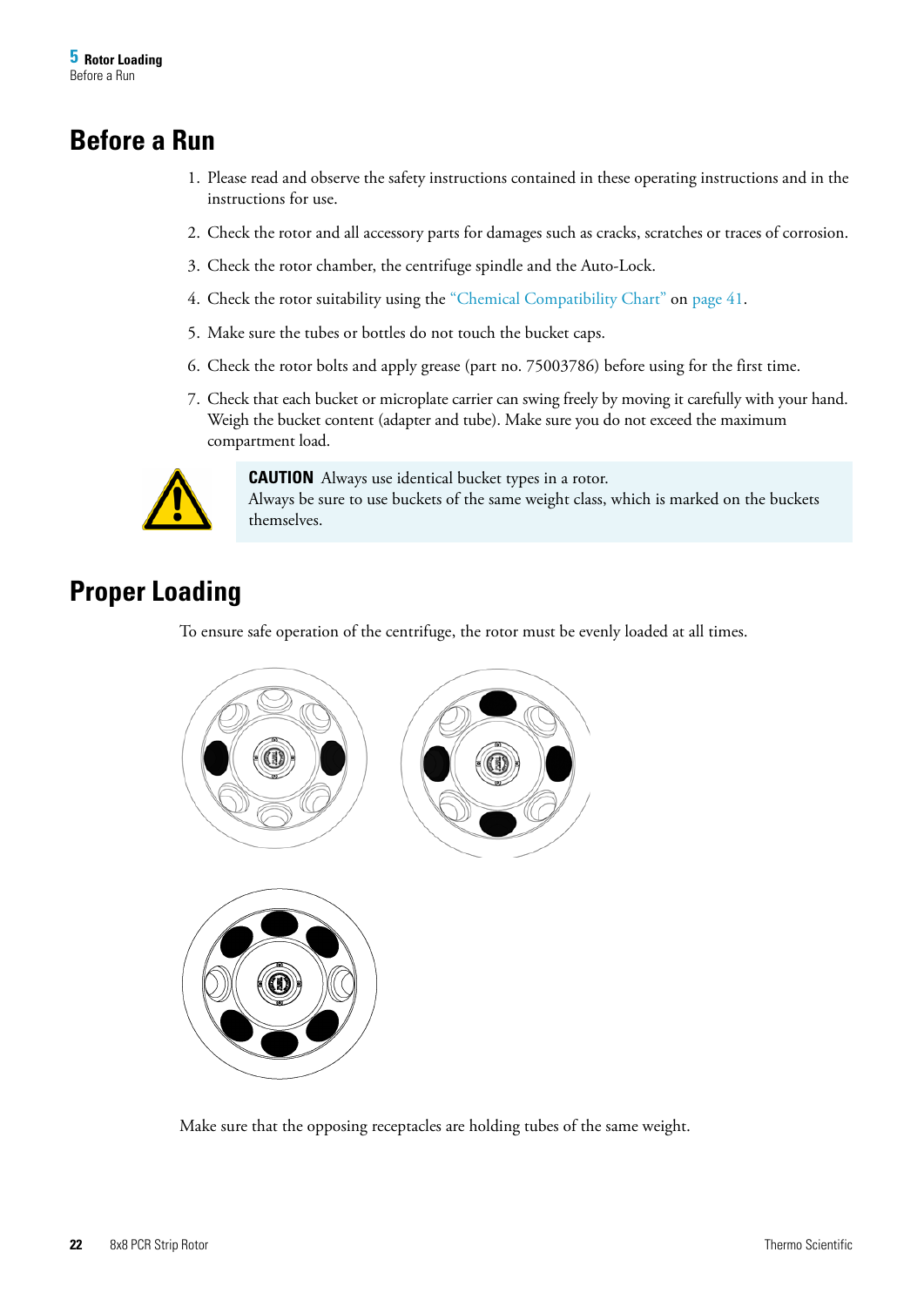# Before a Run

1. Please read and observe the safety instructions contained in these operating instructions and in the instructions for use.
2. Check the rotor and all accessory parts for damages such as cracks, scratches or traces of corrosion.
3. Check the rotor chamber, the centrifuge spindle and the Auto-Lock.
4. Check the rotor suitability using the "Chemical Compatibility Chart" on page 41.
5. Make sure the tubes or bottles do not touch the bucket caps.
6. Check the rotor bolts and apply grease (part no. 75003786) before using for the first time.
7. Check that each bucket or microplate carrier can swing freely by moving it carefully with your hand. Weigh the bucket content (adapter and tube). Make sure you do not exceed the maximum compartment load.

**CAUTION** Always use identical bucket types in a rotor.
Always be sure to use buckets of the same weight class, which is marked on the buckets themselves.

# Proper Loading

To ensure safe operation of the centrifuge, the rotor must be evenly loaded at all times.

Make sure that the opposing receptacles are holding tubes of the same weight.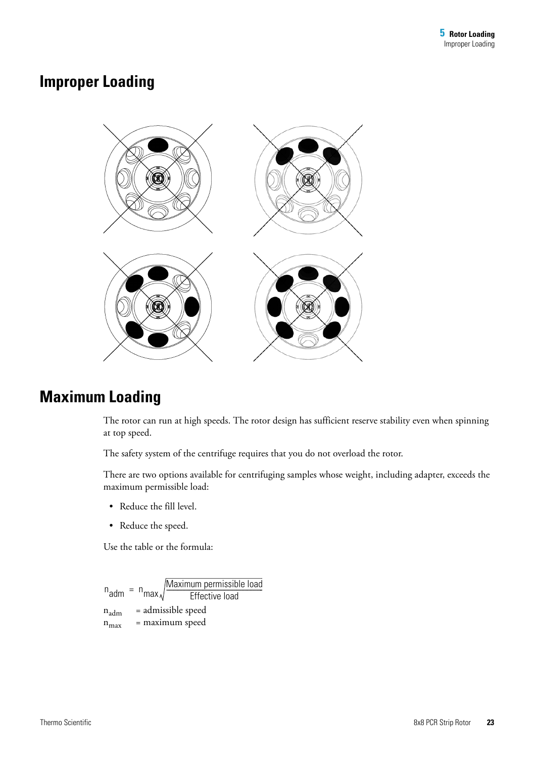# Improper Loading

# Maximum Loading

The rotor can run at high speeds. The rotor design has sufficient reserve stability even when spinning at top speed.

The safety system of the centrifuge requires that you do not overload the rotor.

There are two options available for centrifuging samples whose weight, including adapter, exceeds the maximum permissible load:

- Reduce the fill level.
- Reduce the speed.

Use the table or the formula:

$$n_{adm} = n_{max} \sqrt{\frac{\text{Maximum permissible load}}{\text{Effective load}}}$$

$n_{adm}$ = admissible speed

$n_{max}$ = maximum speed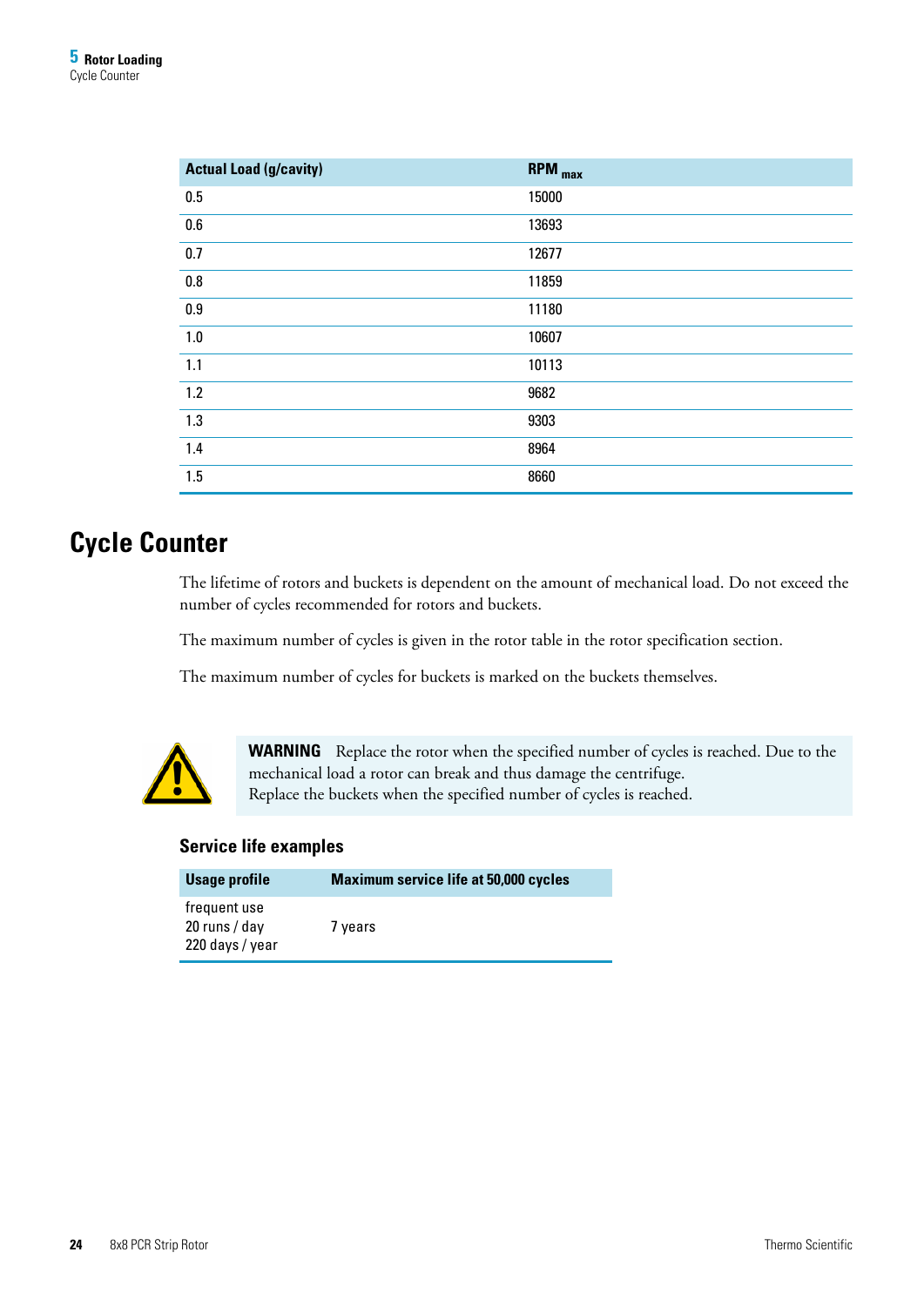| Actual Load (g/cavity) | RPM $_{max}$ |
|---|---|
| 0.5 | 15000 |
| 0.6 | 13693 |
| 0.7 | 12677 |
| 0.8 | 11859 |
| 0.9 | 11180 |
| 1.0 | 10607 |
| 1.1 | 10113 |
| 1.2 | 9682 |
| 1.3 | 9303 |
| 1.4 | 8964 |
| 1.5 | 8660 |

# Cycle Counter

The lifetime of rotors and buckets is dependent on the amount of mechanical load. Do not exceed the number of cycles recommended for rotors and buckets.

The maximum number of cycles is given in the rotor table in the rotor specification section.

The maximum number of cycles for buckets is marked on the buckets themselves.

**WARNING** Replace the rotor when the specified number of cycles is reached. Due to the mechanical load a rotor can break and thus damage the centrifuge.
Replace the buckets when the specified number of cycles is reached.

### Service life examples

| Usage profile | Maximum service life at 50,000 cycles |
|---|---|
| frequent use<br>20 runs / day<br>220 days / year | 7 years |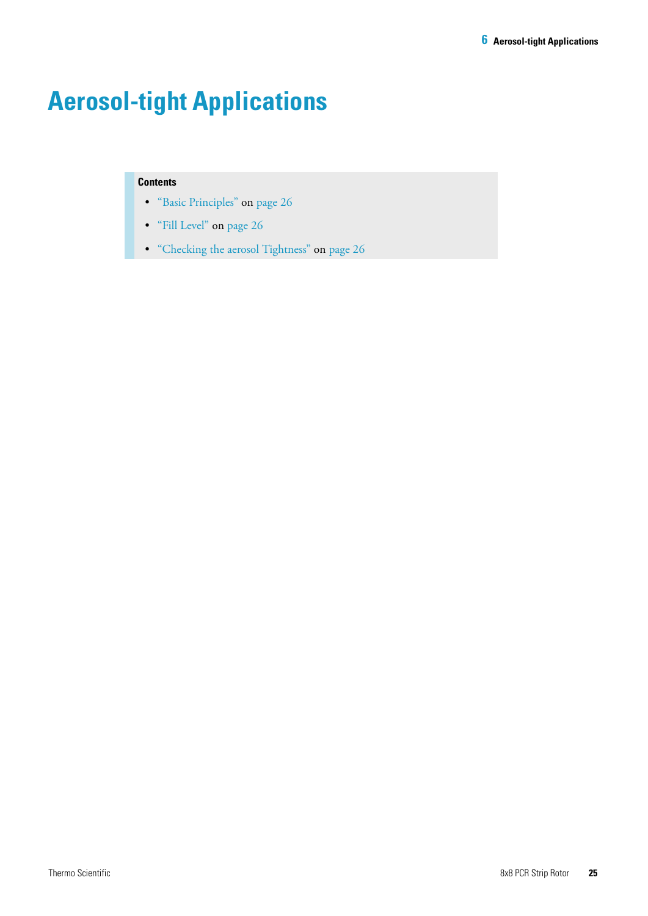# Aerosol-tight Applications

**Contents**

- "Basic Principles" on page 26
- "Fill Level" on page 26
- "Checking the aerosol Tightness" on page 26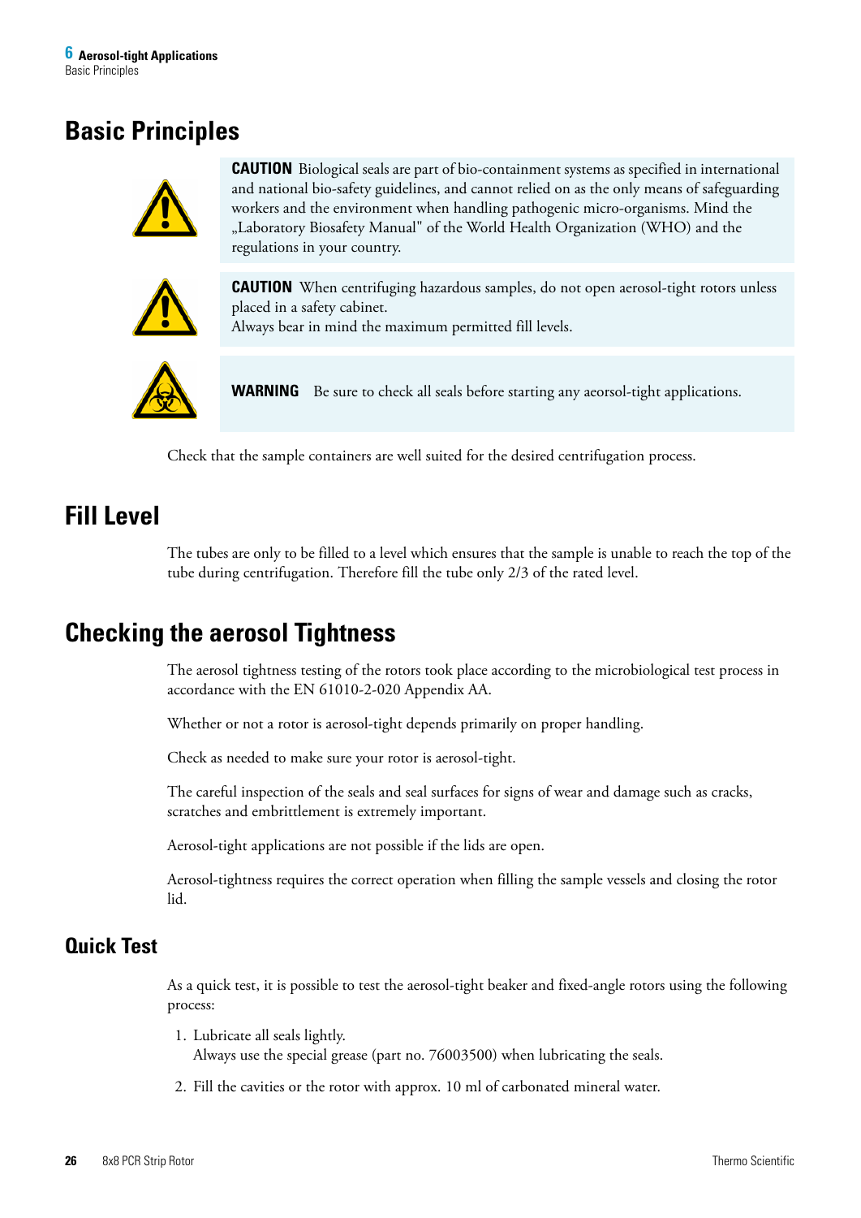# Basic Principles

**CAUTION** Biological seals are part of bio-containment systems as specified in international and national bio-safety guidelines, and cannot relied on as the only means of safeguarding workers and the environment when handling pathogenic micro-organisms. Mind the „Laboratory Biosafety Manual" of the World Health Organization (WHO) and the regulations in your country.

**CAUTION** When centrifuging hazardous samples, do not open aerosol-tight rotors unless placed in a safety cabinet.
Always bear in mind the maximum permitted fill levels.

**WARNING** Be sure to check all seals before starting any aeorsol-tight applications.

Check that the sample containers are well suited for the desired centrifugation process.

# Fill Level

The tubes are only to be filled to a level which ensures that the sample is unable to reach the top of the tube during centrifugation. Therefore fill the tube only 2/3 of the rated level.

# Checking the aerosol Tightness

The aerosol tightness testing of the rotors took place according to the microbiological test process in accordance with the EN 61010-2-020 Appendix AA.

Whether or not a rotor is aerosol-tight depends primarily on proper handling.

Check as needed to make sure your rotor is aerosol-tight.

The careful inspection of the seals and seal surfaces for signs of wear and damage such as cracks, scratches and embrittlement is extremely important.

Aerosol-tight applications are not possible if the lids are open.

Aerosol-tightness requires the correct operation when filling the sample vessels and closing the rotor lid.

## Quick Test

As a quick test, it is possible to test the aerosol-tight beaker and fixed-angle rotors using the following process:

1. Lubricate all seals lightly.
   Always use the special grease (part no. 76003500) when lubricating the seals.
2. Fill the cavities or the rotor with approx. 10 ml of carbonated mineral water.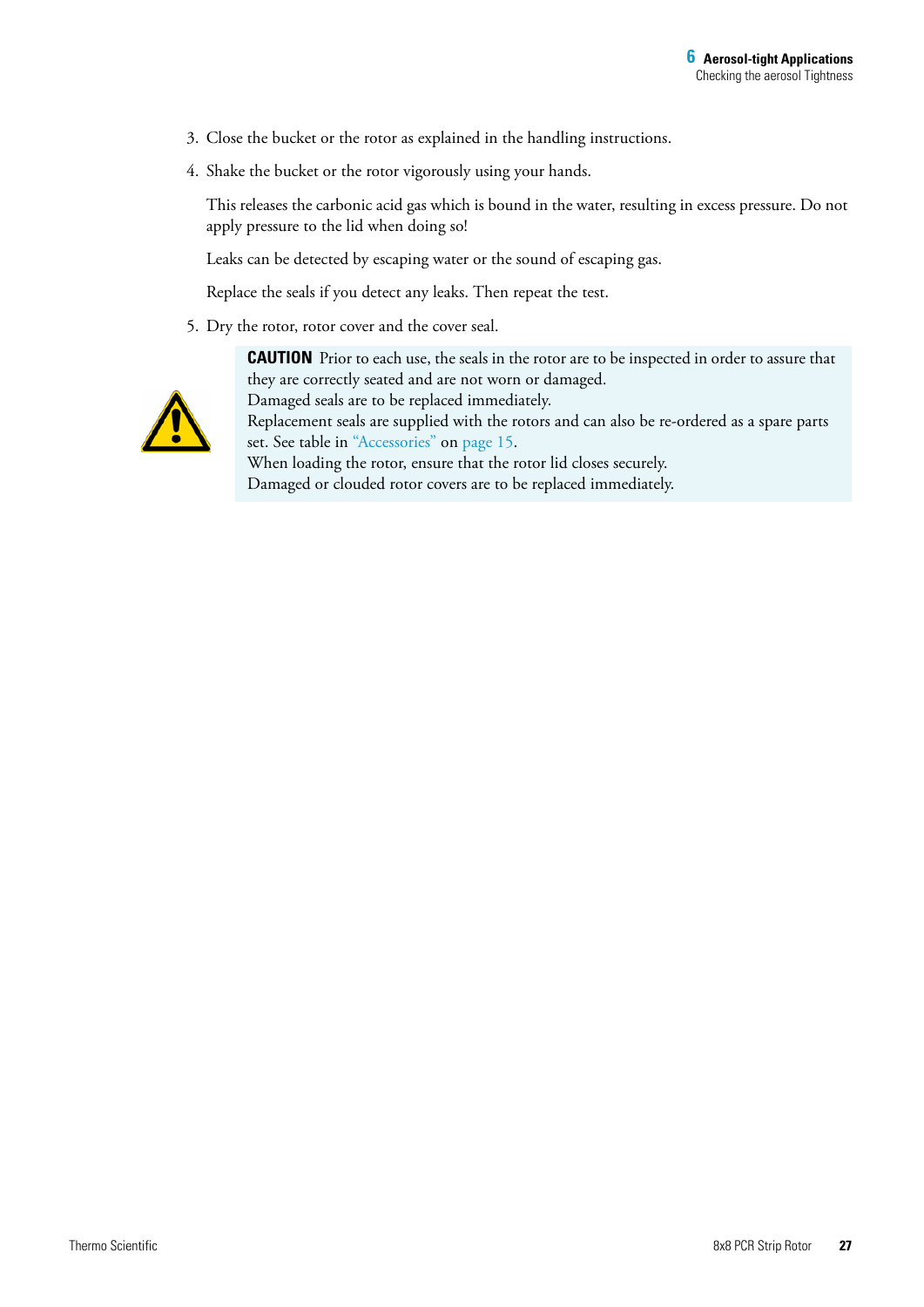3. Close the bucket or the rotor as explained in the handling instructions.
4. Shake the bucket or the rotor vigorously using your hands.

   This releases the carbonic acid gas which is bound in the water, resulting in excess pressure. Do not apply pressure to the lid when doing so!

   Leaks can be detected by escaping water or the sound of escaping gas.

   Replace the seals if you detect any leaks. Then repeat the test.

5. Dry the rotor, rotor cover and the cover seal.

**CAUTION** Prior to each use, the seals in the rotor are to be inspected in order to assure that they are correctly seated and are not worn or damaged.
Damaged seals are to be replaced immediately.
Replacement seals are supplied with the rotors and can also be re-ordered as a spare parts set. See table in "Accessories" on page 15.
When loading the rotor, ensure that the rotor lid closes securely.
Damaged or clouded rotor covers are to be replaced immediately.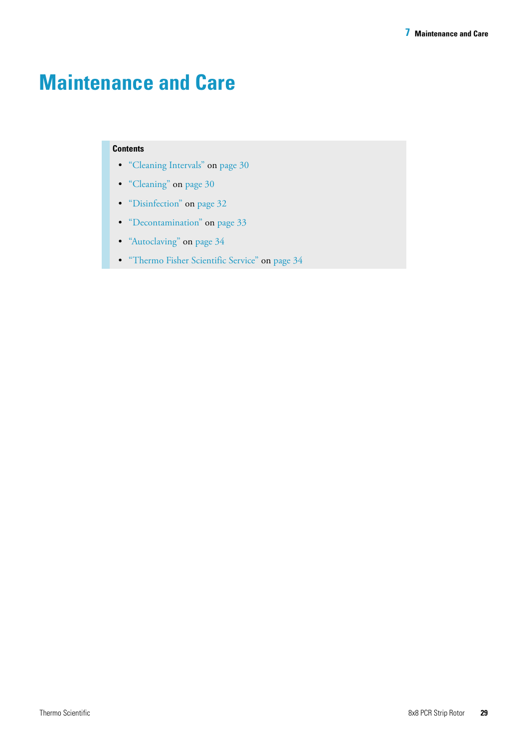# Maintenance and Care

**Contents**

- "Cleaning Intervals" on page 30
- "Cleaning" on page 30
- "Disinfection" on page 32
- "Decontamination" on page 33
- "Autoclaving" on page 34
- "Thermo Fisher Scientific Service" on page 34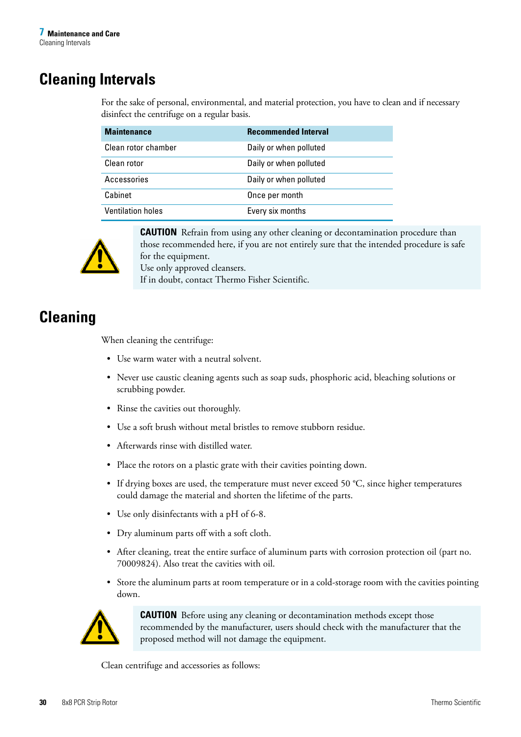# Cleaning Intervals

For the sake of personal, environmental, and material protection, you have to clean and if necessary disinfect the centrifuge on a regular basis.

| Maintenance | Recommended Interval |
|---|---|
| Clean rotor chamber | Daily or when polluted |
| Clean rotor | Daily or when polluted |
| Accessories | Daily or when polluted |
| Cabinet | Once per month |
| Ventilation holes | Every six months |

**CAUTION** Refrain from using any other cleaning or decontamination procedure than those recommended here, if you are not entirely sure that the intended procedure is safe for the equipment.
Use only approved cleansers.
If in doubt, contact Thermo Fisher Scientific.

# Cleaning

When cleaning the centrifuge:

- Use warm water with a neutral solvent.
- Never use caustic cleaning agents such as soap suds, phosphoric acid, bleaching solutions or scrubbing powder.
- Rinse the cavities out thoroughly.
- Use a soft brush without metal bristles to remove stubborn residue.
- Afterwards rinse with distilled water.
- Place the rotors on a plastic grate with their cavities pointing down.
- If drying boxes are used, the temperature must never exceed 50 °C, since higher temperatures could damage the material and shorten the lifetime of the parts.
- Use only disinfectants with a pH of 6-8.
- Dry aluminum parts off with a soft cloth.
- After cleaning, treat the entire surface of aluminum parts with corrosion protection oil (part no. 70009824). Also treat the cavities with oil.
- Store the aluminum parts at room temperature or in a cold-storage room with the cavities pointing down.

**CAUTION** Before using any cleaning or decontamination methods except those recommended by the manufacturer, users should check with the manufacturer that the proposed method will not damage the equipment.

Clean centrifuge and accessories as follows: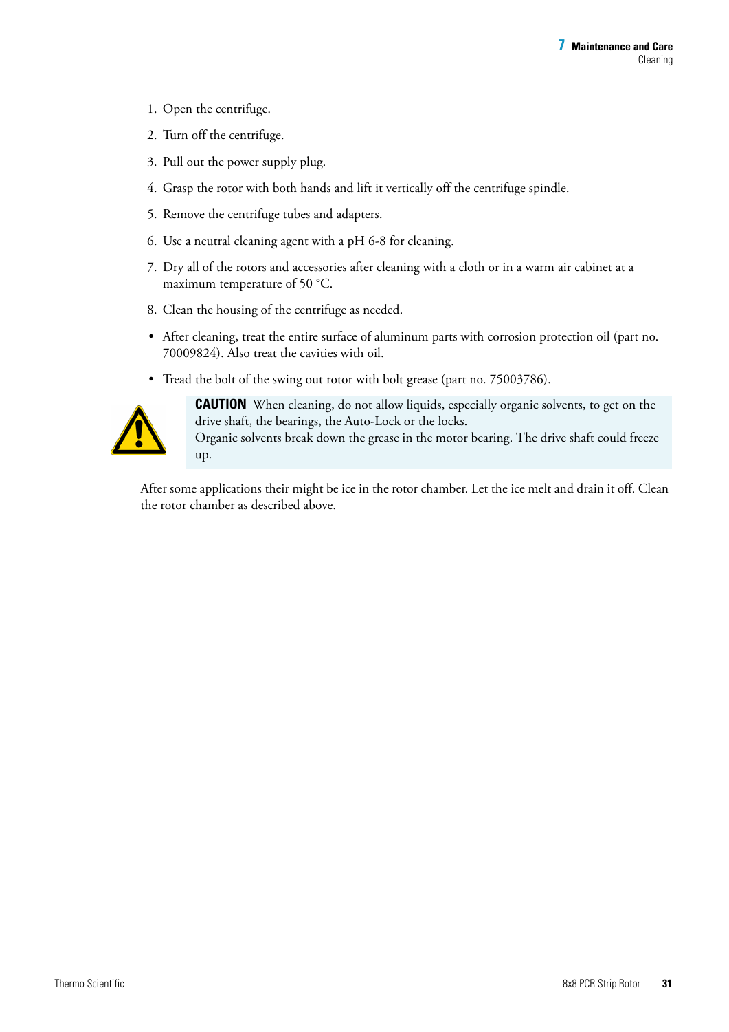1. Open the centrifuge.
2. Turn off the centrifuge.
3. Pull out the power supply plug.
4. Grasp the rotor with both hands and lift it vertically off the centrifuge spindle.
5. Remove the centrifuge tubes and adapters.
6. Use a neutral cleaning agent with a pH 6-8 for cleaning.
7. Dry all of the rotors and accessories after cleaning with a cloth or in a warm air cabinet at a maximum temperature of 50 °C.
8. Clean the housing of the centrifuge as needed.

- After cleaning, treat the entire surface of aluminum parts with corrosion protection oil (part no. 70009824). Also treat the cavities with oil.
- Tread the bolt of the swing out rotor with bolt grease (part no. 75003786).

**CAUTION** When cleaning, do not allow liquids, especially organic solvents, to get on the drive shaft, the bearings, the Auto-Lock or the locks.
Organic solvents break down the grease in the motor bearing. The drive shaft could freeze up.

After some applications their might be ice in the rotor chamber. Let the ice melt and drain it off. Clean the rotor chamber as described above.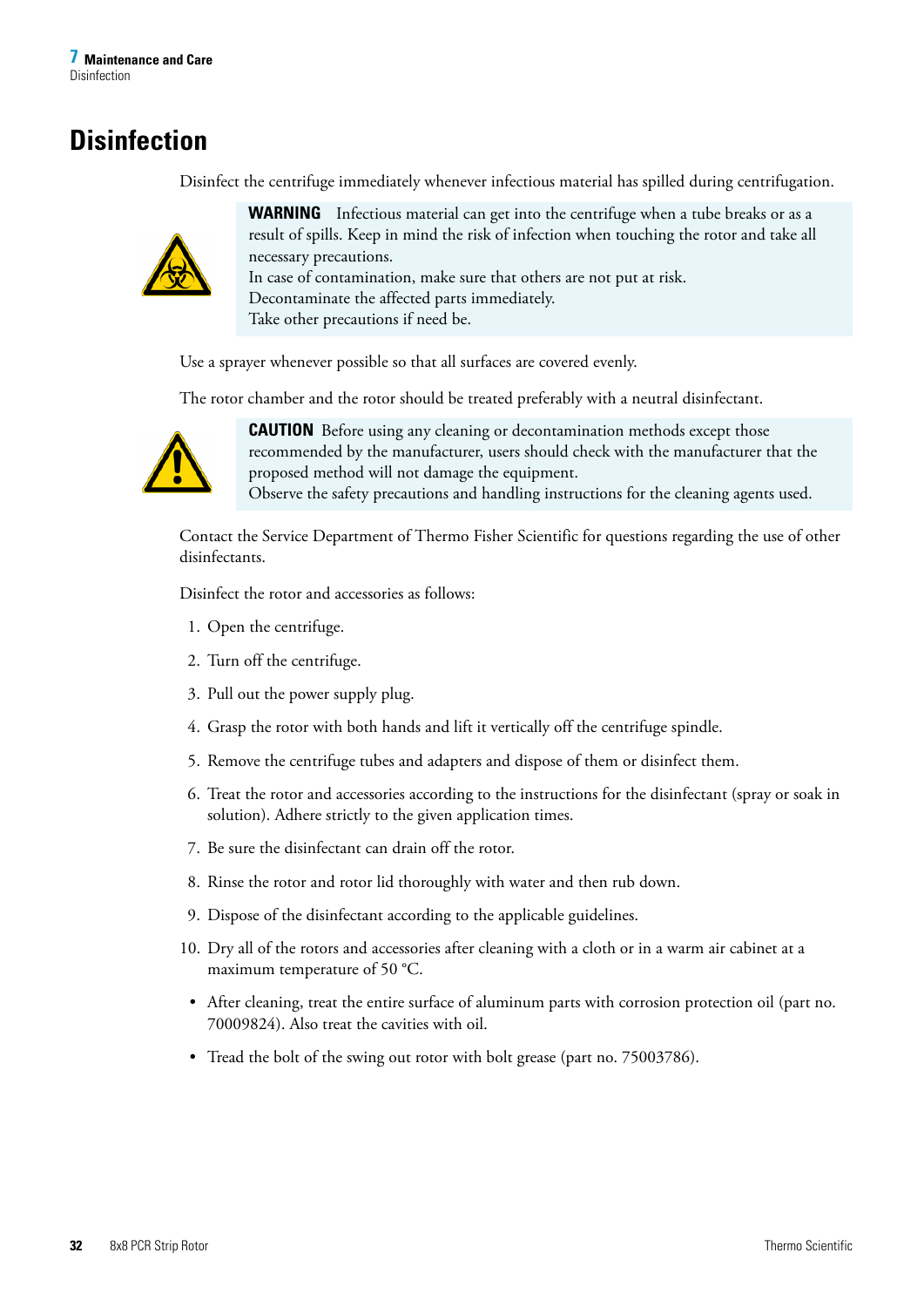# Disinfection

Disinfect the centrifuge immediately whenever infectious material has spilled during centrifugation.

> **WARNING** Infectious material can get into the centrifuge when a tube breaks or as a result of spills. Keep in mind the risk of infection when touching the rotor and take all necessary precautions.
> In case of contamination, make sure that others are not put at risk.
> Decontaminate the affected parts immediately.
> Take other precautions if need be.

Use a sprayer whenever possible so that all surfaces are covered evenly.

The rotor chamber and the rotor should be treated preferably with a neutral disinfectant.

> **CAUTION** Before using any cleaning or decontamination methods except those recommended by the manufacturer, users should check with the manufacturer that the proposed method will not damage the equipment.
> Observe the safety precautions and handling instructions for the cleaning agents used.

Contact the Service Department of Thermo Fisher Scientific for questions regarding the use of other disinfectants.

Disinfect the rotor and accessories as follows:

1. Open the centrifuge.
2. Turn off the centrifuge.
3. Pull out the power supply plug.
4. Grasp the rotor with both hands and lift it vertically off the centrifuge spindle.
5. Remove the centrifuge tubes and adapters and dispose of them or disinfect them.
6. Treat the rotor and accessories according to the instructions for the disinfectant (spray or soak in solution). Adhere strictly to the given application times.
7. Be sure the disinfectant can drain off the rotor.
8. Rinse the rotor and rotor lid thoroughly with water and then rub down.
9. Dispose of the disinfectant according to the applicable guidelines.
10. Dry all of the rotors and accessories after cleaning with a cloth or in a warm air cabinet at a maximum temperature of 50 °C.

- After cleaning, treat the entire surface of aluminum parts with corrosion protection oil (part no. 70009824). Also treat the cavities with oil.
- Tread the bolt of the swing out rotor with bolt grease (part no. 75003786).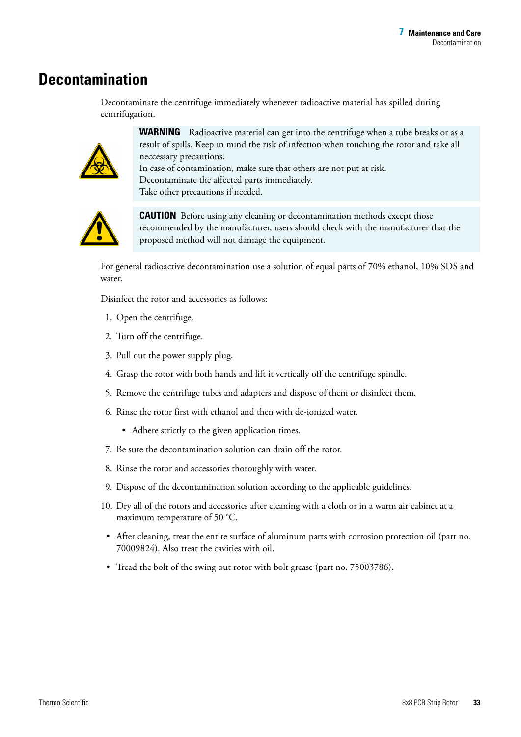# Decontamination

Decontaminate the centrifuge immediately whenever radioactive material has spilled during centrifugation.

**WARNING** Radioactive material can get into the centrifuge when a tube breaks or as a result of spills. Keep in mind the risk of infection when touching the rotor and take all neccessary precautions.
In case of contamination, make sure that others are not put at risk.
Decontaminate the affected parts immediately.
Take other precautions if needed.

**CAUTION** Before using any cleaning or decontamination methods except those recommended by the manufacturer, users should check with the manufacturer that the proposed method will not damage the equipment.

For general radioactive decontamination use a solution of equal parts of 70% ethanol, 10% SDS and water.

Disinfect the rotor and accessories as follows:

1. Open the centrifuge.
2. Turn off the centrifuge.
3. Pull out the power supply plug.
4. Grasp the rotor with both hands and lift it vertically off the centrifuge spindle.
5. Remove the centrifuge tubes and adapters and dispose of them or disinfect them.
6. Rinse the rotor first with ethanol and then with de-ionized water.
   - Adhere strictly to the given application times.
7. Be sure the decontamination solution can drain off the rotor.
8. Rinse the rotor and accessories thoroughly with water.
9. Dispose of the decontamination solution according to the applicable guidelines.
10. Dry all of the rotors and accessories after cleaning with a cloth or in a warm air cabinet at a maximum temperature of 50 °C.

- After cleaning, treat the entire surface of aluminum parts with corrosion protection oil (part no. 70009824). Also treat the cavities with oil.
- Tread the bolt of the swing out rotor with bolt grease (part no. 75003786).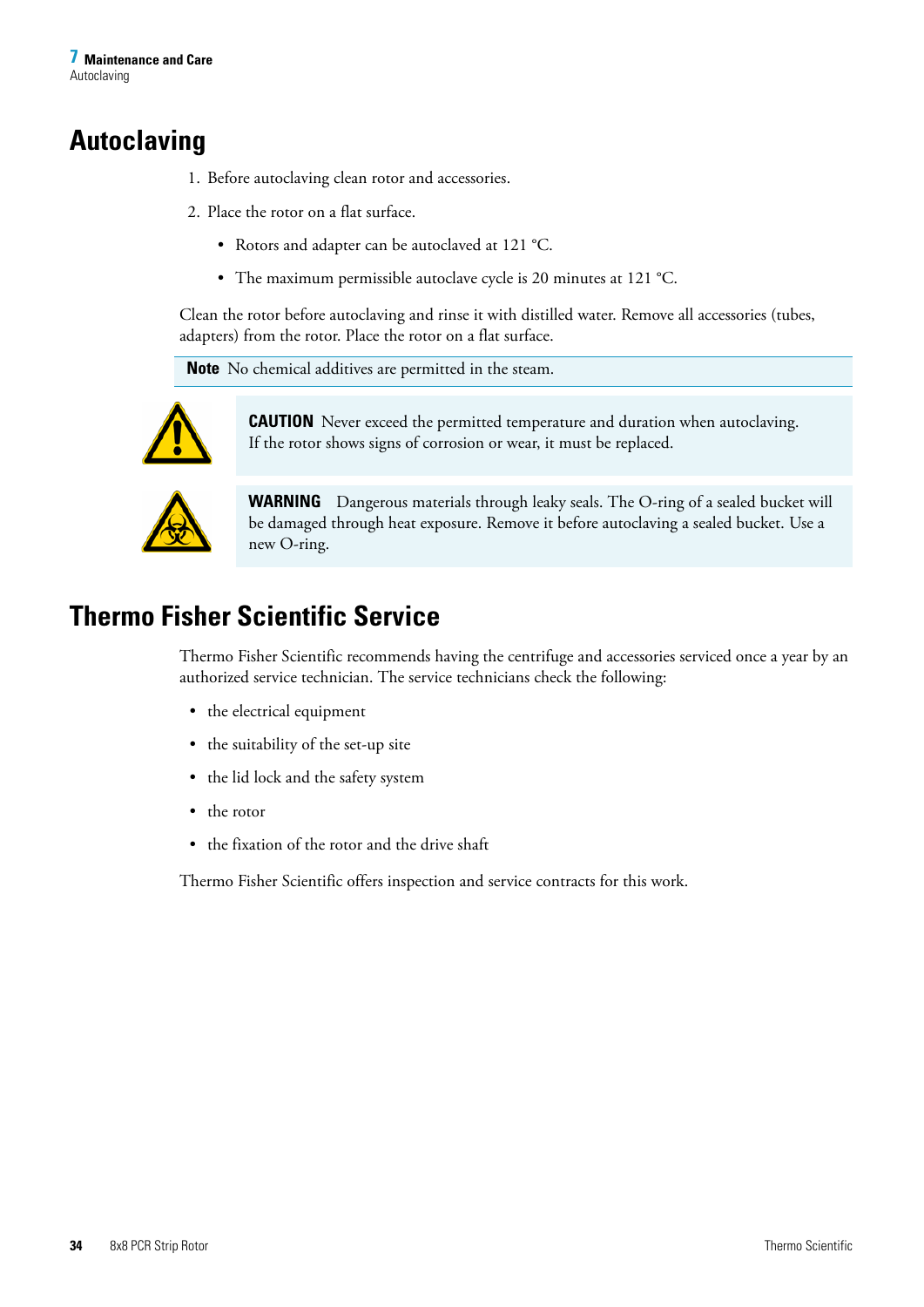# Autoclaving

1. Before autoclaving clean rotor and accessories.
2. Place the rotor on a flat surface.
   - Rotors and adapter can be autoclaved at 121 °C.
   - The maximum permissible autoclave cycle is 20 minutes at 121 °C.

Clean the rotor before autoclaving and rinse it with distilled water. Remove all accessories (tubes, adapters) from the rotor. Place the rotor on a flat surface.

**Note** No chemical additives are permitted in the steam.

**CAUTION** Never exceed the permitted temperature and duration when autoclaving. If the rotor shows signs of corrosion or wear, it must be replaced.

**WARNING** Dangerous materials through leaky seals. The O-ring of a sealed bucket will be damaged through heat exposure. Remove it before autoclaving a sealed bucket. Use a new O-ring.

# Thermo Fisher Scientific Service

Thermo Fisher Scientific recommends having the centrifuge and accessories serviced once a year by an authorized service technician. The service technicians check the following:

- the electrical equipment
- the suitability of the set-up site
- the lid lock and the safety system
- the rotor
- the fixation of the rotor and the drive shaft

Thermo Fisher Scientific offers inspection and service contracts for this work.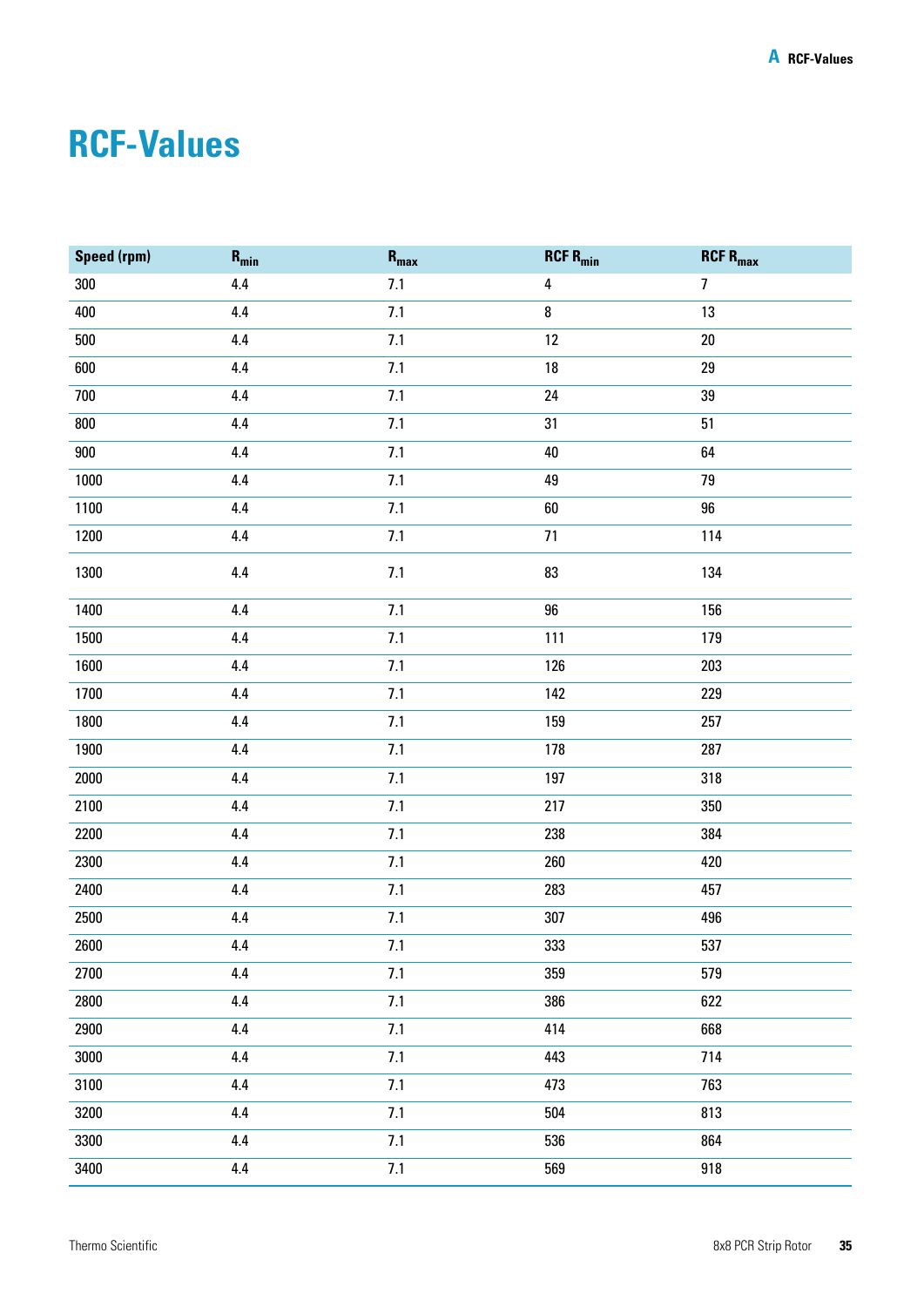# RCF-Values

| Speed (rpm) | $R_{min}$ | $R_{max}$ | RCF $R_{min}$ | RCF $R_{max}$ |
|---|---|---|---|---|
| 300 | 4.4 | 7.1 | 4 | 7 |
| 400 | 4.4 | 7.1 | 8 | 13 |
| 500 | 4.4 | 7.1 | 12 | 20 |
| 600 | 4.4 | 7.1 | 18 | 29 |
| 700 | 4.4 | 7.1 | 24 | 39 |
| 800 | 4.4 | 7.1 | 31 | 51 |
| 900 | 4.4 | 7.1 | 40 | 64 |
| 1000 | 4.4 | 7.1 | 49 | 79 |
| 1100 | 4.4 | 7.1 | 60 | 96 |
| 1200 | 4.4 | 7.1 | 71 | 114 |
| 1300 | 4.4 | 7.1 | 83 | 134 |
| 1400 | 4.4 | 7.1 | 96 | 156 |
| 1500 | 4.4 | 7.1 | 111 | 179 |
| 1600 | 4.4 | 7.1 | 126 | 203 |
| 1700 | 4.4 | 7.1 | 142 | 229 |
| 1800 | 4.4 | 7.1 | 159 | 257 |
| 1900 | 4.4 | 7.1 | 178 | 287 |
| 2000 | 4.4 | 7.1 | 197 | 318 |
| 2100 | 4.4 | 7.1 | 217 | 350 |
| 2200 | 4.4 | 7.1 | 238 | 384 |
| 2300 | 4.4 | 7.1 | 260 | 420 |
| 2400 | 4.4 | 7.1 | 283 | 457 |
| 2500 | 4.4 | 7.1 | 307 | 496 |
| 2600 | 4.4 | 7.1 | 333 | 537 |
| 2700 | 4.4 | 7.1 | 359 | 579 |
| 2800 | 4.4 | 7.1 | 386 | 622 |
| 2900 | 4.4 | 7.1 | 414 | 668 |
| 3000 | 4.4 | 7.1 | 443 | 714 |
| 3100 | 4.4 | 7.1 | 473 | 763 |
| 3200 | 4.4 | 7.1 | 504 | 813 |
| 3300 | 4.4 | 7.1 | 536 | 864 |
| 3400 | 4.4 | 7.1 | 569 | 918 |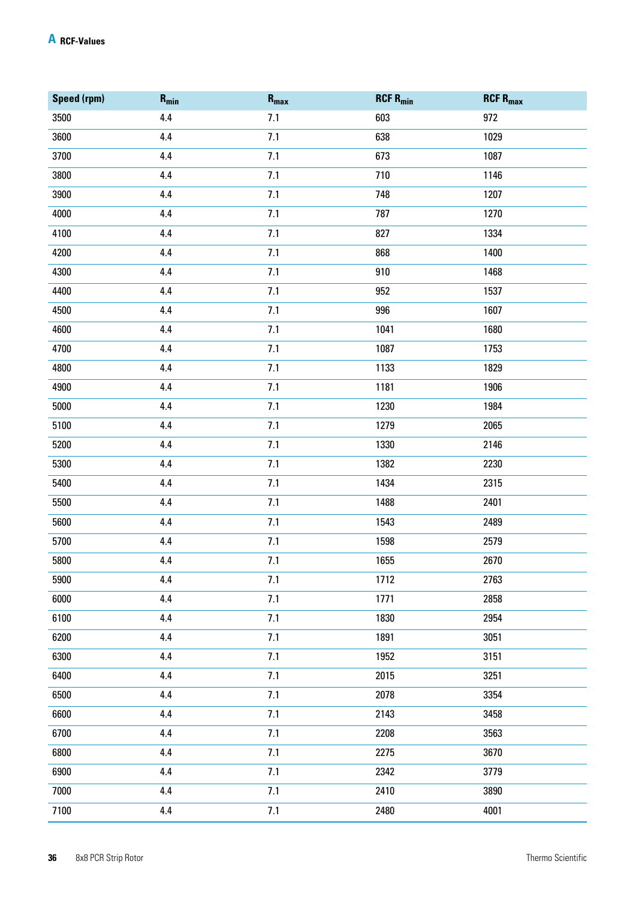# A RCF-Values

| Speed (rpm) | $R_{min}$ | $R_{max}$ | RCF $R_{min}$ | RCF $R_{max}$ |
|---|---|---|---|---|
| 3500 | 4.4 | 7.1 | 603 | 972 |
| 3600 | 4.4 | 7.1 | 638 | 1029 |
| 3700 | 4.4 | 7.1 | 673 | 1087 |
| 3800 | 4.4 | 7.1 | 710 | 1146 |
| 3900 | 4.4 | 7.1 | 748 | 1207 |
| 4000 | 4.4 | 7.1 | 787 | 1270 |
| 4100 | 4.4 | 7.1 | 827 | 1334 |
| 4200 | 4.4 | 7.1 | 868 | 1400 |
| 4300 | 4.4 | 7.1 | 910 | 1468 |
| 4400 | 4.4 | 7.1 | 952 | 1537 |
| 4500 | 4.4 | 7.1 | 996 | 1607 |
| 4600 | 4.4 | 7.1 | 1041 | 1680 |
| 4700 | 4.4 | 7.1 | 1087 | 1753 |
| 4800 | 4.4 | 7.1 | 1133 | 1829 |
| 4900 | 4.4 | 7.1 | 1181 | 1906 |
| 5000 | 4.4 | 7.1 | 1230 | 1984 |
| 5100 | 4.4 | 7.1 | 1279 | 2065 |
| 5200 | 4.4 | 7.1 | 1330 | 2146 |
| 5300 | 4.4 | 7.1 | 1382 | 2230 |
| 5400 | 4.4 | 7.1 | 1434 | 2315 |
| 5500 | 4.4 | 7.1 | 1488 | 2401 |
| 5600 | 4.4 | 7.1 | 1543 | 2489 |
| 5700 | 4.4 | 7.1 | 1598 | 2579 |
| 5800 | 4.4 | 7.1 | 1655 | 2670 |
| 5900 | 4.4 | 7.1 | 1712 | 2763 |
| 6000 | 4.4 | 7.1 | 1771 | 2858 |
| 6100 | 4.4 | 7.1 | 1830 | 2954 |
| 6200 | 4.4 | 7.1 | 1891 | 3051 |
| 6300 | 4.4 | 7.1 | 1952 | 3151 |
| 6400 | 4.4 | 7.1 | 2015 | 3251 |
| 6500 | 4.4 | 7.1 | 2078 | 3354 |
| 6600 | 4.4 | 7.1 | 2143 | 3458 |
| 6700 | 4.4 | 7.1 | 2208 | 3563 |
| 6800 | 4.4 | 7.1 | 2275 | 3670 |
| 6900 | 4.4 | 7.1 | 2342 | 3779 |
| 7000 | 4.4 | 7.1 | 2410 | 3890 |
| 7100 | 4.4 | 7.1 | 2480 | 4001 |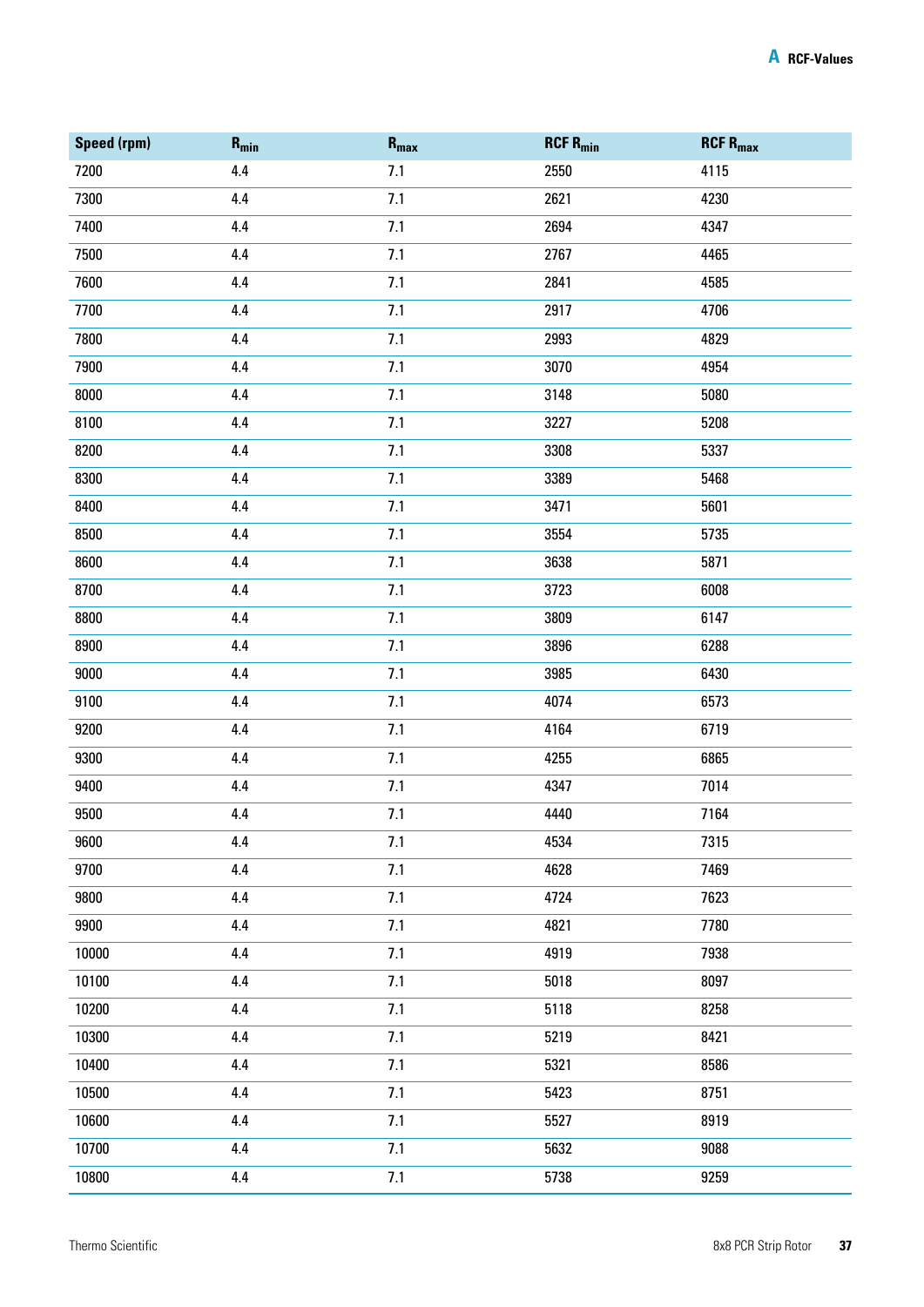| Speed (rpm) | $R_{min}$ | $R_{max}$ | RCF $R_{min}$ | RCF $R_{max}$ |
|---|---|---|---|---|
| 7200 | 4.4 | 7.1 | 2550 | 4115 |
| 7300 | 4.4 | 7.1 | 2621 | 4230 |
| 7400 | 4.4 | 7.1 | 2694 | 4347 |
| 7500 | 4.4 | 7.1 | 2767 | 4465 |
| 7600 | 4.4 | 7.1 | 2841 | 4585 |
| 7700 | 4.4 | 7.1 | 2917 | 4706 |
| 7800 | 4.4 | 7.1 | 2993 | 4829 |
| 7900 | 4.4 | 7.1 | 3070 | 4954 |
| 8000 | 4.4 | 7.1 | 3148 | 5080 |
| 8100 | 4.4 | 7.1 | 3227 | 5208 |
| 8200 | 4.4 | 7.1 | 3308 | 5337 |
| 8300 | 4.4 | 7.1 | 3389 | 5468 |
| 8400 | 4.4 | 7.1 | 3471 | 5601 |
| 8500 | 4.4 | 7.1 | 3554 | 5735 |
| 8600 | 4.4 | 7.1 | 3638 | 5871 |
| 8700 | 4.4 | 7.1 | 3723 | 6008 |
| 8800 | 4.4 | 7.1 | 3809 | 6147 |
| 8900 | 4.4 | 7.1 | 3896 | 6288 |
| 9000 | 4.4 | 7.1 | 3985 | 6430 |
| 9100 | 4.4 | 7.1 | 4074 | 6573 |
| 9200 | 4.4 | 7.1 | 4164 | 6719 |
| 9300 | 4.4 | 7.1 | 4255 | 6865 |
| 9400 | 4.4 | 7.1 | 4347 | 7014 |
| 9500 | 4.4 | 7.1 | 4440 | 7164 |
| 9600 | 4.4 | 7.1 | 4534 | 7315 |
| 9700 | 4.4 | 7.1 | 4628 | 7469 |
| 9800 | 4.4 | 7.1 | 4724 | 7623 |
| 9900 | 4.4 | 7.1 | 4821 | 7780 |
| 10000 | 4.4 | 7.1 | 4919 | 7938 |
| 10100 | 4.4 | 7.1 | 5018 | 8097 |
| 10200 | 4.4 | 7.1 | 5118 | 8258 |
| 10300 | 4.4 | 7.1 | 5219 | 8421 |
| 10400 | 4.4 | 7.1 | 5321 | 8586 |
| 10500 | 4.4 | 7.1 | 5423 | 8751 |
| 10600 | 4.4 | 7.1 | 5527 | 8919 |
| 10700 | 4.4 | 7.1 | 5632 | 9088 |
| 10800 | 4.4 | 7.1 | 5738 | 9259 |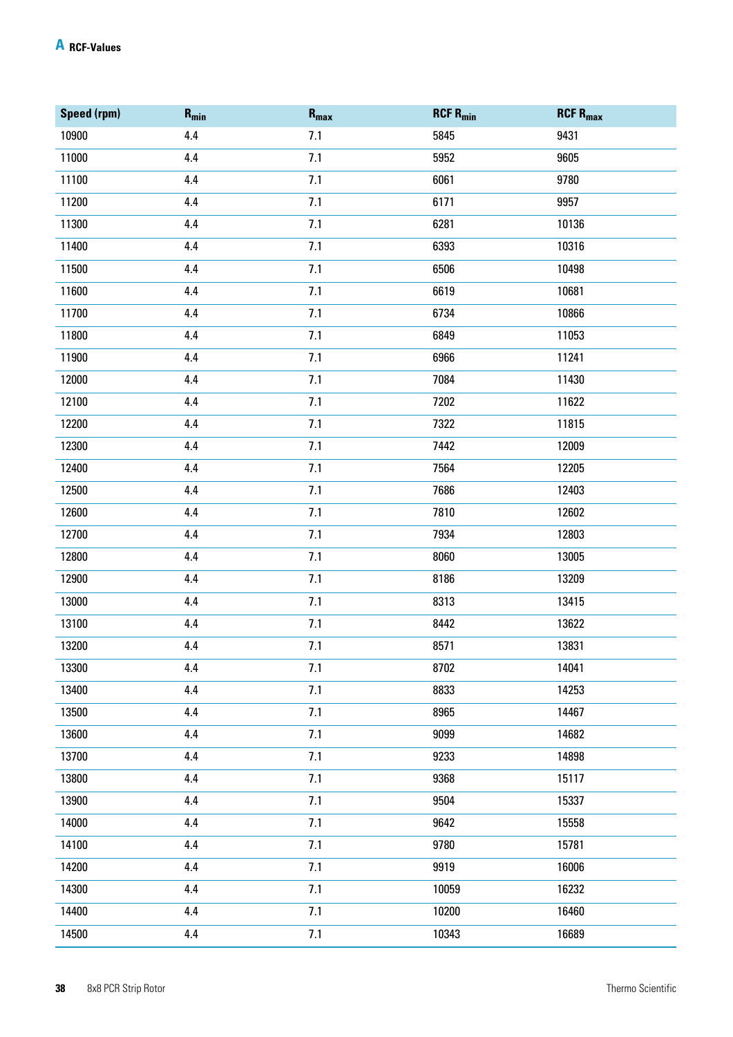# A RCF-Values

| Speed (rpm) | $R_{min}$ | $R_{max}$ | RCF $R_{min}$ | RCF $R_{max}$ |
|---|---|---|---|---|
| 10900 | 4.4 | 7.1 | 5845 | 9431 |
| 11000 | 4.4 | 7.1 | 5952 | 9605 |
| 11100 | 4.4 | 7.1 | 6061 | 9780 |
| 11200 | 4.4 | 7.1 | 6171 | 9957 |
| 11300 | 4.4 | 7.1 | 6281 | 10136 |
| 11400 | 4.4 | 7.1 | 6393 | 10316 |
| 11500 | 4.4 | 7.1 | 6506 | 10498 |
| 11600 | 4.4 | 7.1 | 6619 | 10681 |
| 11700 | 4.4 | 7.1 | 6734 | 10866 |
| 11800 | 4.4 | 7.1 | 6849 | 11053 |
| 11900 | 4.4 | 7.1 | 6966 | 11241 |
| 12000 | 4.4 | 7.1 | 7084 | 11430 |
| 12100 | 4.4 | 7.1 | 7202 | 11622 |
| 12200 | 4.4 | 7.1 | 7322 | 11815 |
| 12300 | 4.4 | 7.1 | 7442 | 12009 |
| 12400 | 4.4 | 7.1 | 7564 | 12205 |
| 12500 | 4.4 | 7.1 | 7686 | 12403 |
| 12600 | 4.4 | 7.1 | 7810 | 12602 |
| 12700 | 4.4 | 7.1 | 7934 | 12803 |
| 12800 | 4.4 | 7.1 | 8060 | 13005 |
| 12900 | 4.4 | 7.1 | 8186 | 13209 |
| 13000 | 4.4 | 7.1 | 8313 | 13415 |
| 13100 | 4.4 | 7.1 | 8442 | 13622 |
| 13200 | 4.4 | 7.1 | 8571 | 13831 |
| 13300 | 4.4 | 7.1 | 8702 | 14041 |
| 13400 | 4.4 | 7.1 | 8833 | 14253 |
| 13500 | 4.4 | 7.1 | 8965 | 14467 |
| 13600 | 4.4 | 7.1 | 9099 | 14682 |
| 13700 | 4.4 | 7.1 | 9233 | 14898 |
| 13800 | 4.4 | 7.1 | 9368 | 15117 |
| 13900 | 4.4 | 7.1 | 9504 | 15337 |
| 14000 | 4.4 | 7.1 | 9642 | 15558 |
| 14100 | 4.4 | 7.1 | 9780 | 15781 |
| 14200 | 4.4 | 7.1 | 9919 | 16006 |
| 14300 | 4.4 | 7.1 | 10059 | 16232 |
| 14400 | 4.4 | 7.1 | 10200 | 16460 |
| 14500 | 4.4 | 7.1 | 10343 | 16689 |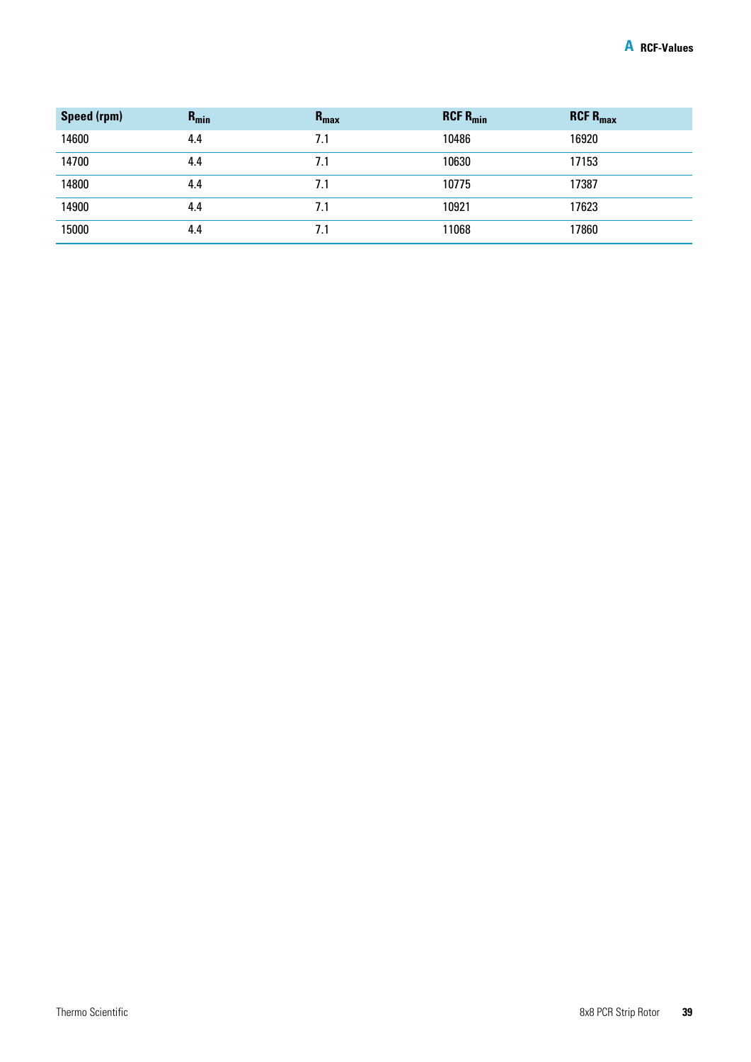| Speed (rpm) | $R_{min}$ | $R_{max}$ | RCF $R_{min}$ | RCF $R_{max}$ |
|---|---|---|---|---|
| 14600 | 4.4 | 7.1 | 10486 | 16920 |
| 14700 | 4.4 | 7.1 | 10630 | 17153 |
| 14800 | 4.4 | 7.1 | 10775 | 17387 |
| 14900 | 4.4 | 7.1 | 10921 | 17623 |
| 15000 | 4.4 | 7.1 | 11068 | 17860 |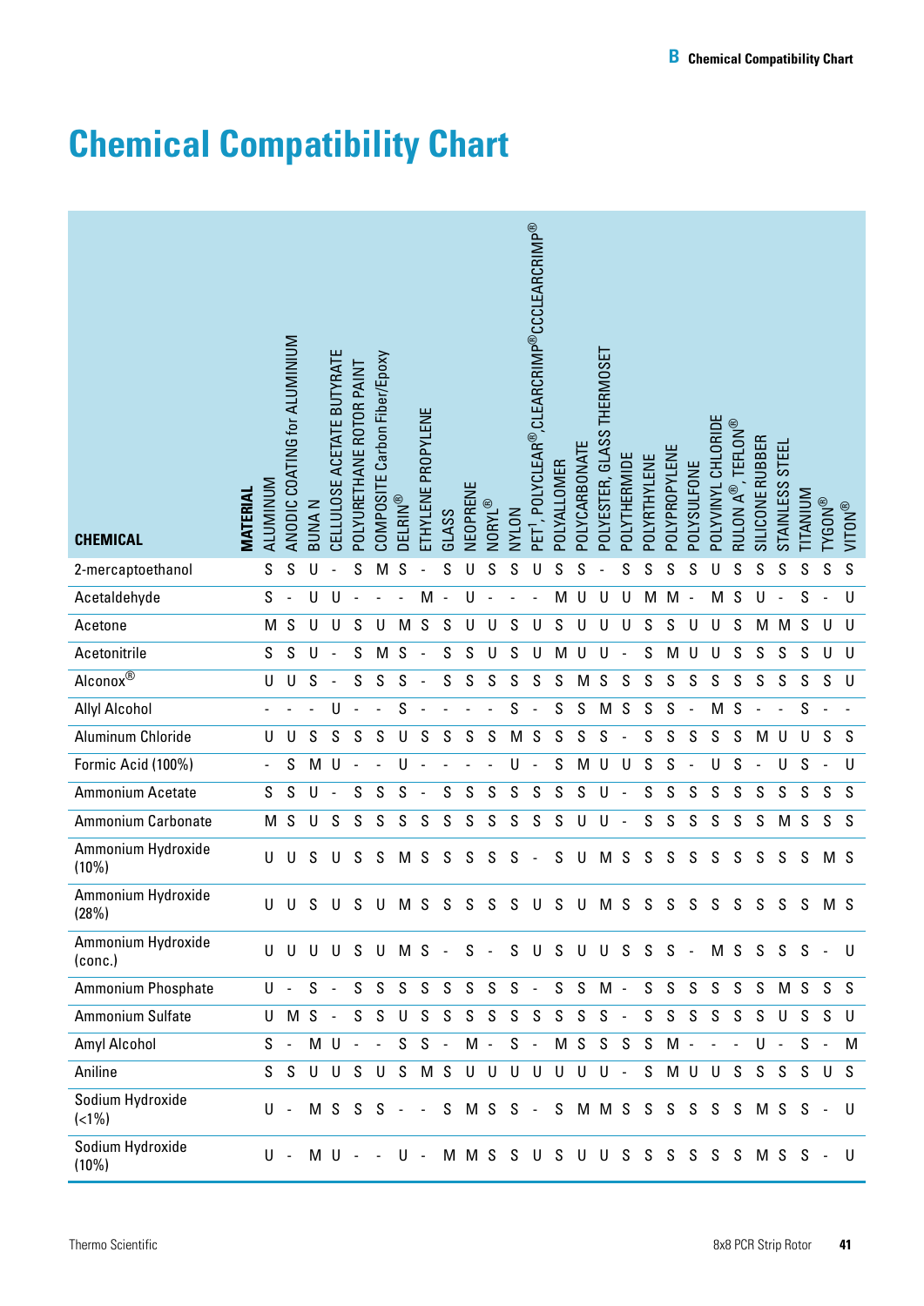# Chemical Compatibility Chart

| CHEMICAL | ALUMINUM | ANODIC COATING for ALUMINIUM | BUNA N | CELLULOSE ACETATE BUTYRATE | POLYURETHANE ROTOR PAINT | COMPOSITE Carbon Fiber/Epoxy | DELRIN® | ETHYLENE PROPYLENE | GLASS | NEOPRENE | NORYL® | NYLON | PET[1], POLYCLEAR®, CLEARCRIMP® CCCLEARCRIMP® | POLYALLOMER | POLYCARBONATE | POLYESTER, GLASS THERMOSET | POLYTHERMIDE | POLYRTHYLENE | POLYPROPYLENE | POLYSULFONE | POLYVINYL CHLORIDE | RULON A®, TEFLON® | SILICONE RUBBER | STAINLESS STEEL | TITANIUM | TYGON® | VITON® |
|---|---|---|---|---|---|---|---|---|---|---|---|---|---|---|---|---|---|---|---|---|---|---|---|---|---|---|---|
| 2-mercaptoethanol | S | S | U | - | S | M | S | - | S | U | S | S | U | S | S | - | S | S | S | S | U | S | S | S | S | S | S |
| Acetaldehyde | S | - | U | U | - | - | - | M | - | U | - | - | - | M | U | U | U | M | M | - | M | S | U | - | S | - | U |
| Acetone | M | S | U | U | S | U | M | S | S | U | U | S | U | S | U | U | U | S | S | U | U | S | M | M | S | U | U |
| Acetonitrile | S | S | U | - | S | M | S | - | S | S | U | S | U | M | U | U | - | S | M | U | U | S | S | S | S | U | U |
| Alconox® | U | U | S | - | S | S | S | - | S | S | S | S | S | S | M | S | S | S | S | S | S | S | S | S | S | S | U |
| Allyl Alcohol | - | - | - | U | - | - | S | - | - | - | - | S | - | S | S | M | S | S | S | - | M | S | - | - | S | - | - |
| Aluminum Chloride | U | U | S | S | S | S | U | S | S | S | S | M | S | S | S | S | - | S | S | S | S | S | M | U | U | S | S |
| Formic Acid (100%) | - | S | M | U | - | - | U | - | - | - | - | U | - | S | M | U | U | S | S | - | U | S | - | U | S | - | U |
| Ammonium Acetate | S | S | U | - | S | S | S | - | S | S | S | S | S | S | S | U | - | S | S | S | S | S | S | S | S | S | S |
| Ammonium Carbonate | M | S | U | S | S | S | S | S | S | S | S | S | S | S | U | U | - | S | S | S | S | S | S | M | S | S | S |
| Ammonium Hydroxide (10%) | U | U | S | U | S | S | M | S | S | S | S | S | - | S | U | M | S | S | S | S | S | S | S | S | S | M | S |
| Ammonium Hydroxide (28%) | U | U | S | U | S | U | M | S | S | S | S | S | U | S | U | M | S | S | S | S | S | S | S | S | S | M | S |
| Ammonium Hydroxide (conc.) | U | U | U | U | S | U | M | S | - | S | - | S | U | S | U | U | S | S | S | - | M | S | S | S | S | - | U |
| Ammonium Phosphate | U | - | S | - | S | S | S | S | S | S | S | S | - | S | S | M | - | S | S | S | S | S | S | M | S | S | S |
| Ammonium Sulfate | U | M | S | - | S | S | U | S | S | S | S | S | S | S | S | S | - | S | S | S | S | S | S | U | S | S | U |
| Amyl Alcohol | S | - | M | U | - | - | S | S | - | M | - | S | - | M | S | S | S | S | M | - | - | - | U | - | S | - | M |
| Aniline | S | S | U | U | S | U | S | M | S | U | U | U | U | U | U | U | - | S | M | U | U | S | S | S | S | U | S |
| Sodium Hydroxide (<1%) | U | - | M | S | S | S | - | - | S | M | S | S | - | S | M | M | S | S | S | S | S | S | M | S | S | - | U |
| Sodium Hydroxide (10%) | U | - | M | U | - | - | U | - | M | M | S | S | U | S | U | U | S | S | S | S | S | S | M | S | S | - | U |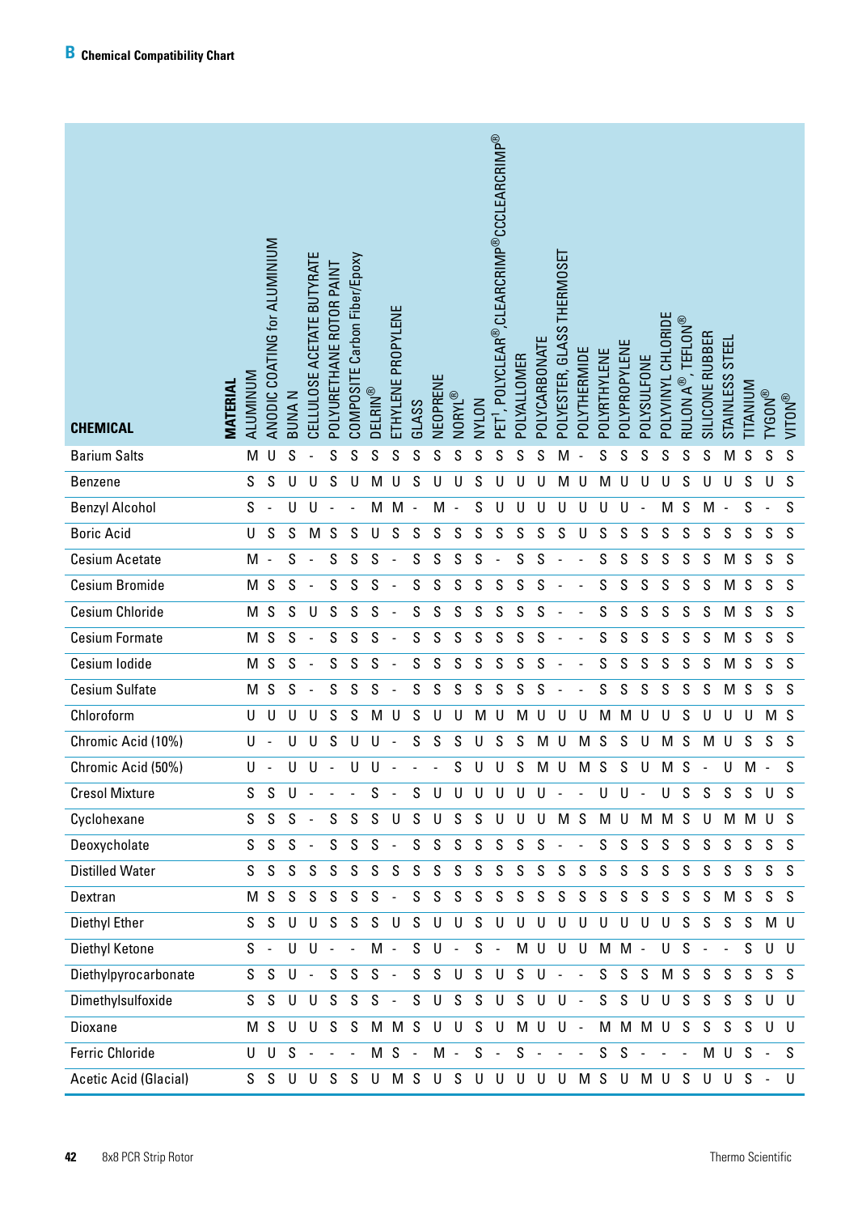## B Chemical Compatibility Chart

| CHEMICAL / MATERIAL | ALUMINUM | ANODIC COATING for ALUMINIUM | BUNA N | CELLULOSE ACETATE BUTYRATE | POLYURETHANE ROTOR PAINT | COMPOSITE Carbon Fiber/Epoxy | DELRIN® | ETHYLENE PROPYLENE | GLASS | NEOPRENE | NORYL® | NYLON | PET¹, POLYCLEAR®, CLEARCRIMP® CCCLEARCRIMP® | POLYALLOMER | POLYCARBONATE | POLYESTER, GLASS THERMOSET | POLYTHERMIDE | POLYRTHYLENE | POLYPROPYLENE | POLYSULFONE | POLYVINYL CHLORIDE | RULON A®, TEFLON® | SILICONE RUBBER | STAINLESS STEEL | TITANIUM | TYGON® | VITON® |
|---|---|---|---|---|---|---|---|---|---|---|---|---|---|---|---|---|---|---|---|---|---|---|---|---|---|---|---|
| Barium Salts | M | U | S | - | S | S | S | S | S | S | S | S | S | S | S | M | - | S | S | S | S | S | S | M | S | S | S |
| Benzene | S | S | U | U | S | U | M | U | S | U | U | S | U | U | U | M | U | M | U | U | U | S | U | U | S | U | S |
| Benzyl Alcohol | S | - | U | U | - | - | M | M | - | M | - | S | U | U | U | U | U | U | U | - | M | S | M | - | S | - | S |
| Boric Acid | U | S | S | M | S | S | U | S | S | S | S | S | S | S | S | S | U | S | S | S | S | S | S | S | S | S | S |
| Cesium Acetate | M | - | S | - | S | S | S | - | S | S | S | S | - | S | S | - | - | S | S | S | S | S | S | M | S | S | S |
| Cesium Bromide | M | S | S | - | S | S | S | - | S | S | S | S | S | S | S | - | - | S | S | S | S | S | S | M | S | S | S |
| Cesium Chloride | M | S | S | U | S | S | S | - | S | S | S | S | S | S | S | - | - | S | S | S | S | S | S | M | S | S | S |
| Cesium Formate | M | S | S | - | S | S | S | - | S | S | S | S | S | S | S | - | - | S | S | S | S | S | S | M | S | S | S |
| Cesium Iodide | M | S | S | - | S | S | S | - | S | S | S | S | S | S | S | - | - | S | S | S | S | S | S | M | S | S | S |
| Cesium Sulfate | M | S | S | - | S | S | S | - | S | S | S | S | S | S | S | - | - | S | S | S | S | S | S | M | S | S | S |
| Chloroform | U | U | U | U | S | S | M | U | S | U | U | M | U | M | U | U | U | M | M | U | U | S | U | U | U | M | S |
| Chromic Acid (10%) | U | - | U | U | S | U | U | - | S | S | S | U | S | S | M | U | M | S | S | U | M | S | M | U | S | S | S |
| Chromic Acid (50%) | U | - | U | U | - | U | U | - | - | - | S | U | U | S | M | U | M | S | S | U | M | S | - | U | M | - | S |
| Cresol Mixture | S | S | U | - | - | - | S | - | S | U | U | U | U | U | U | - | - | U | U | - | U | S | S | S | S | U | S |
| Cyclohexane | S | S | S | - | S | S | S | U | S | U | S | S | U | U | U | M | S | M | U | M | M | S | U | M | M | U | S |
| Deoxycholate | S | S | S | - | S | S | S | - | S | S | S | S | S | S | S | - | - | S | S | S | S | S | S | S | S | S | S |
| Distilled Water | S | S | S | S | S | S | S | S | S | S | S | S | S | S | S | S | S | S | S | S | S | S | S | S | S | S | S |
| Dextran | M | S | S | S | S | S | S | - | S | S | S | S | S | S | S | S | S | S | S | S | S | S | S | M | S | S | S |
| Diethyl Ether | S | S | U | U | S | S | S | U | S | U | U | S | U | U | U | U | U | U | U | U | U | S | S | S | S | M | U |
| Diethyl Ketone | S | - | U | U | - | - | M | - | S | U | - | S | - | M | U | U | U | M | M | - | U | S | - | - | S | U | U |
| Diethylpyrocarbonate | S | S | U | - | S | S | S | - | S | S | U | S | U | S | U | - | - | S | S | S | M | S | S | S | S | S | S |
| Dimethylsulfoxide | S | S | U | U | S | S | S | - | S | U | S | S | U | S | U | U | - | S | S | U | U | S | S | S | S | U | U |
| Dioxane | M | S | U | U | S | S | M | M | S | U | U | S | U | M | U | U | - | M | M | M | U | S | S | S | S | U | U |
| Ferric Chloride | U | U | S | - | - | - | M | S | - | M | - | S | - | S | - | - | - | S | S | - | - | - | M | U | S | - | S |
| Acetic Acid (Glacial) | S | S | U | U | S | S | U | M | S | U | S | U | U | U | U | U | M | S | U | M | U | S | U | U | S | - | U |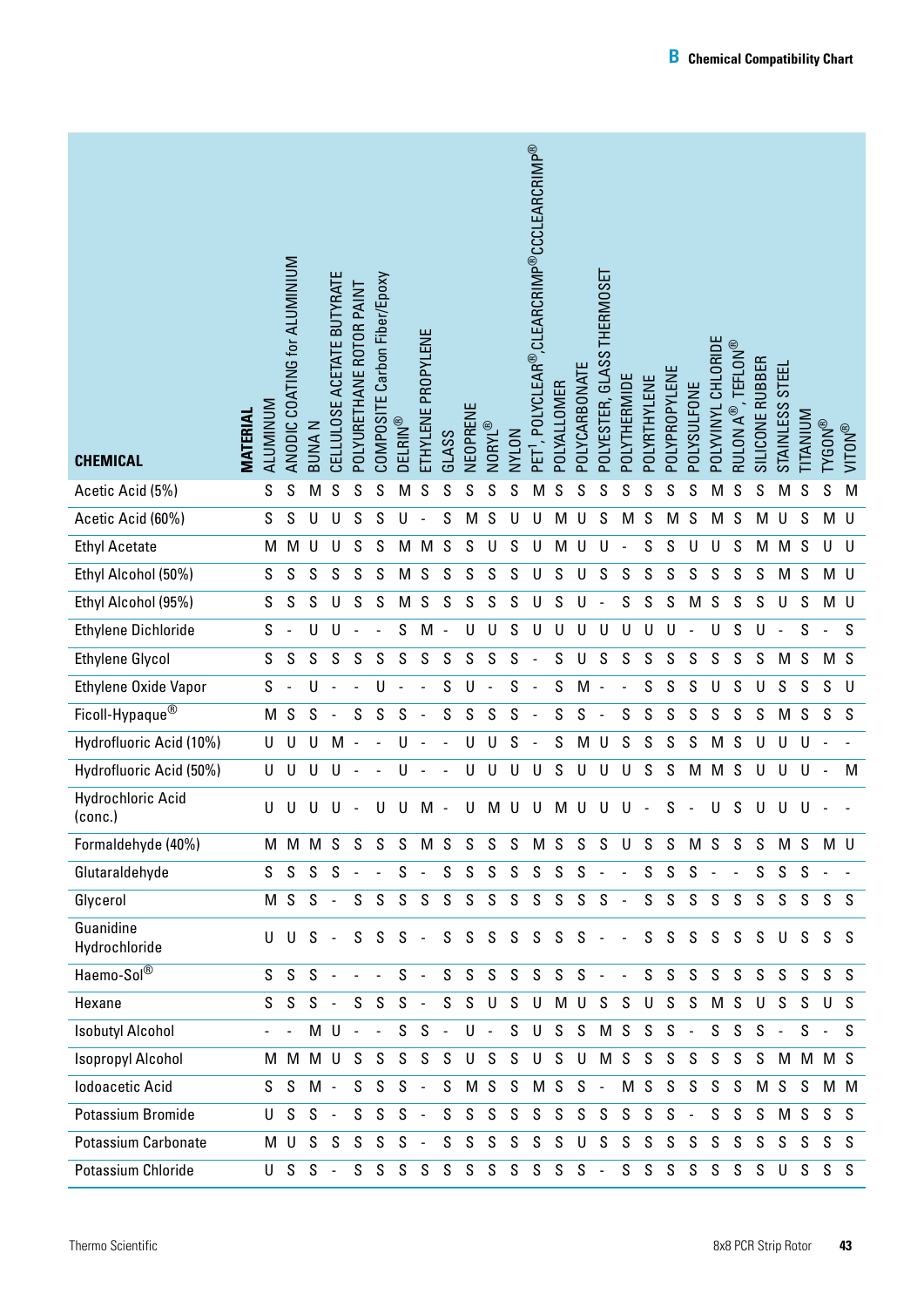## B Chemical Compatibility Chart

| CHEMICAL / MATERIAL | ALUMINIUM | ANODIC COATING for ALUMINIUM | BUNA N | CELLULOSE ACETATE BUTYRATE | POLYURETHANE ROTOR PAINT | COMPOSITE Carbon Fiber/Epoxy | DELRIN® | ETHYLENE PROPYLENE | GLASS | NEOPRENE | NORYL® | NYLON | PET[1], POLYCLEAR®,CLEARCRIMP®CCCLEARCRIMP® | POLYALLOMER | POLYCARBONATE | POLYESTER, GLASS THERMOSET | POLYTHERMIDE | POLYRTHYLENE | POLYPROPYLENE | POLYSULFONE | POLYVINYL CHLORIDE | RULON A®, TEFLON® | SILICONE RUBBER | STAINLESS STEEL | TITANIUM | TYGON® | VITON® |
|---|---|---|---|---|---|---|---|---|---|---|---|---|---|---|---|---|---|---|---|---|---|---|---|---|---|---|---|
| Acetic Acid (5%) | S | S | M | S | S | S | M | S | S | S | S | S | M | S | S | S | S | S | S | S | M | S | S | M | S | S | M |
| Acetic Acid (60%) | S | S | U | U | S | S | U | - | S | M | S | U | U | M | U | S | M | S | M | S | M | S | M | U | S | M | U |
| Ethyl Acetate | M | M | U | U | S | S | M | M | S | S | U | S | U | M | U | U | - | S | S | U | U | S | M | M | S | U | U |
| Ethyl Alcohol (50%) | S | S | S | S | S | S | M | S | S | S | S | S | U | S | U | S | S | S | S | S | S | S | S | M | S | M | U |
| Ethyl Alcohol (95%) | S | S | S | U | S | S | M | S | S | S | S | S | U | S | U | - | S | S | S | M | S | S | S | U | S | M | U |
| Ethylene Dichloride | S | - | U | U | - | - | S | M | - | U | U | S | U | U | U | U | U | U | U | - | U | S | U | - | S | - | S |
| Ethylene Glycol | S | S | S | S | S | S | S | S | S | S | S | S | - | S | U | S | S | S | S | S | S | S | S | M | S | M | S |
| Ethylene Oxide Vapor | S | - | U | - | - | U | - | - | S | U | - | S | - | S | M | - | - | S | S | S | U | S | U | S | S | S | U |
| Ficoll-Hypaque® | M | S | S | - | S | S | S | - | S | S | S | S | - | S | S | - | S | S | S | S | S | S | S | M | S | S | S |
| Hydrofluoric Acid (10%) | U | U | U | M | - | - | U | - | - | U | U | S | - | S | M | U | S | S | S | S | M | S | U | U | U | - | - |
| Hydrofluoric Acid (50%) | U | U | U | U | - | - | U | - | - | U | U | U | U | S | U | U | U | S | S | M | M | S | U | U | U | - | M |
| Hydrochloric Acid (conc.) | U | U | U | U | - | U | U | M | - | U | M | U | U | M | U | U | U | - | S | - | U | S | U | U | U | - | - |
| Formaldehyde (40%) | M | M | M | S | S | S | S | M | S | S | S | S | M | S | S | S | U | S | S | M | S | S | S | M | S | M | U |
| Glutaraldehyde | S | S | S | S | - | - | S | - | S | S | S | S | S | S | S | - | - | S | S | S | - | - | S | S | S | - | - |
| Glycerol | M | S | S | - | S | S | S | S | S | S | S | S | S | S | S | S | - | S | S | S | S | S | S | S | S | S | S |
| Guanidine Hydrochloride | U | U | S | - | S | S | S | - | S | S | S | S | S | S | S | - | - | S | S | S | S | S | S | U | S | S | S |
| Haemo-Sol® | S | S | S | - | - | - | S | - | S | S | S | S | S | S | S | - | - | S | S | S | S | S | S | S | S | S | S |
| Hexane | S | S | S | - | S | S | S | - | S | S | U | S | U | M | U | S | S | U | S | S | M | S | U | S | S | U | S |
| Isobutyl Alcohol | - | - | M | U | - | - | S | S | - | U | - | S | U | S | S | M | S | S | S | - | S | S | S | - | S | - | S |
| Isopropyl Alcohol | M | M | M | U | S | S | S | S | S | U | S | S | U | S | U | M | S | S | S | S | S | S | S | M | M | M | S |
| Iodoacetic Acid | S | S | M | - | S | S | S | - | S | M | S | S | M | S | S | - | M | S | S | S | S | S | M | S | S | M | M |
| Potassium Bromide | U | S | S | - | S | S | S | - | S | S | S | S | S | S | S | S | S | S | S | - | S | S | S | M | S | S | S |
| Potassium Carbonate | M | U | S | S | S | S | S | - | S | S | S | S | S | S | U | S | S | S | S | S | S | S | S | S | S | S | S |
| Potassium Chloride | U | S | S | - | S | S | S | S | S | S | S | S | S | S | S | - | S | S | S | S | S | S | S | U | S | S | S |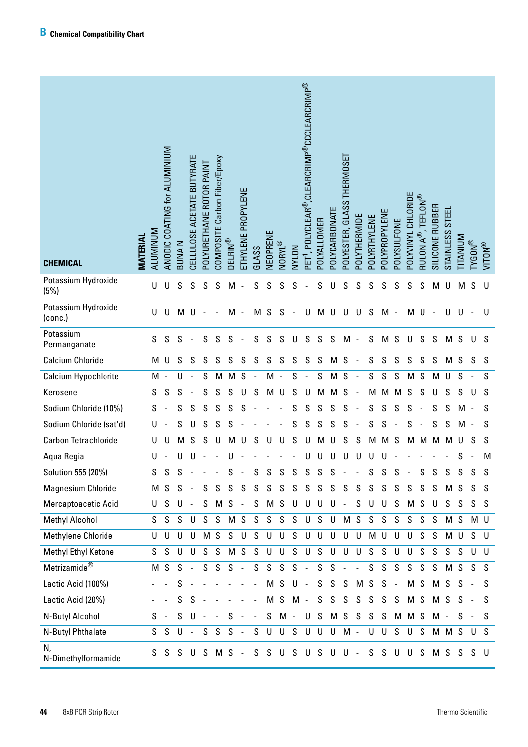## B Chemical Compatibility Chart

| CHEMICAL | ALUMINUM | ANODIC COATING for ALUMINIUM | BUNA N | CELLULOSE ACETATE BUTYRATE | POLYURETHANE ROTOR PAINT | COMPOSITE Carbon Fiber/Epoxy | DELRIN® | ETHYLENE PROPYLENE | GLASS | NEOPRENE | NORYL® | NYLON | PET[1], POLYCLEAR®, CLEARCRIMP® CCCLEARCRIMP® | POLYALLOMER | POLYCARBONATE | POLYESTER, GLASS THERMOSET | POLYTHERMIDE | POLYETHYLENE | POLYPROPYLENE | POLYSULFONE | POLYVINYL CHLORIDE | RULON A®, TEFLON® | SILICONE RUBBER | STAINLESS STEEL | TITANIUM | TYGON® | VITON® |
|---|---|---|---|---|---|---|---|---|---|---|---|---|---|---|---|---|---|---|---|---|---|---|---|---|---|---|---|
| Potassium Hydroxide (5%) | U | U | S | S | S | S | M | - | S | S | S | S | - | S | U | S | S | S | S | S | S | S | M | U | M | S | U |
| Potassium Hydroxide (conc.) | U | U | M | U | - | - | M | - | M | S | S | - | U | M | U | U | U | S | M | - | M | U | - | U | U | - | U |
| Potassium Permanganate | S | S | S | - | S | S | S | - | S | S | S | U | S | S | S | M | - | S | M | S | U | S | S | M | S | U | S |
| Calcium Chloride | M | U | S | S | S | S | S | S | S | S | S | S | S | S | M | S | - | S | S | S | S | S | S | M | S | S | S |
| Calcium Hypochlorite | M | - | U | - | S | M | M | S | - | M | - | S | - | S | M | S | - | S | S | S | M | S | M | U | S | - | S |
| Kerosene | S | S | S | - | S | S | S | U | S | M | U | S | U | M | M | S | - | M | M | M | S | S | U | S | S | U | S |
| Sodium Chloride (10%) | S | - | S | S | S | S | S | S | - | - | - | S | S | S | S | S | - | S | S | S | S | - | S | S | M | - | S |
| Sodium Chloride (sat'd) | U | - | S | U | S | S | S | - | - | - | - | S | S | S | S | S | - | S | S | - | S | - | S | S | M | - | S |
| Carbon Tetrachloride | U | U | M | S | S | U | M | U | S | U | U | S | U | M | U | S | S | M | M | S | M | M | M | M | U | S | S |
| Aqua Regia | U | - | U | U | - | - | U | - | - | - | - | - | U | U | U | U | U | U | U | - | - | - | - | - | S | - | M |
| Solution 555 (20%) | S | S | S | - | - | - | S | - | S | S | S | S | S | S | S | - | - | S | S | S | - | S | S | S | S | S | S |
| Magnesium Chloride | M | S | S | - | S | S | S | S | S | S | S | S | S | S | S | S | S | S | S | S | S | S | S | M | S | S | S |
| Mercaptoacetic Acid | U | S | U | - | S | M | S | - | S | M | S | U | U | U | U | - | S | U | U | S | M | S | U | S | S | S | S |
| Methyl Alcohol | S | S | S | U | S | S | M | S | S | S | S | S | U | S | U | M | S | S | S | S | S | S | S | M | S | M | U |
| Methylene Chloride | U | U | U | U | M | S | S | U | S | U | U | S | U | U | U | U | U | M | U | U | U | S | S | M | U | S | U |
| Methyl Ethyl Ketone | S | S | U | U | S | S | M | S | S | U | U | S | U | S | U | U | U | S | S | U | U | S | S | S | S | U | U |
| Metrizamide® | M | S | S | - | S | S | S | - | S | S | S | S | - | S | S | - | - | S | S | S | S | S | S | M | S | S | S |
| Lactic Acid (100%) | - | - | S | - | - | - | - | - | - | M | S | U | - | S | S | S | M | S | S | - | M | S | M | S | S | - | S |
| Lactic Acid (20%) | - | - | S | S | - | - | - | - | - | M | S | M | - | S | S | S | S | S | S | S | M | S | M | S | S | - | S |
| N-Butyl Alcohol | S | - | S | U | - | - | S | - | - | S | M | - | U | S | M | S | S | S | S | M | M | S | M | - | S | - | S |
| N-Butyl Phthalate | S | S | U | - | S | S | S | - | S | U | U | S | U | U | U | M | - | U | U | S | U | S | M | M | S | U | S |
| N, N-Dimethylformamide | S | S | S | U | S | M | S | - | S | S | U | S | U | S | U | U | - | S | S | U | U | S | M | S | S | S | U |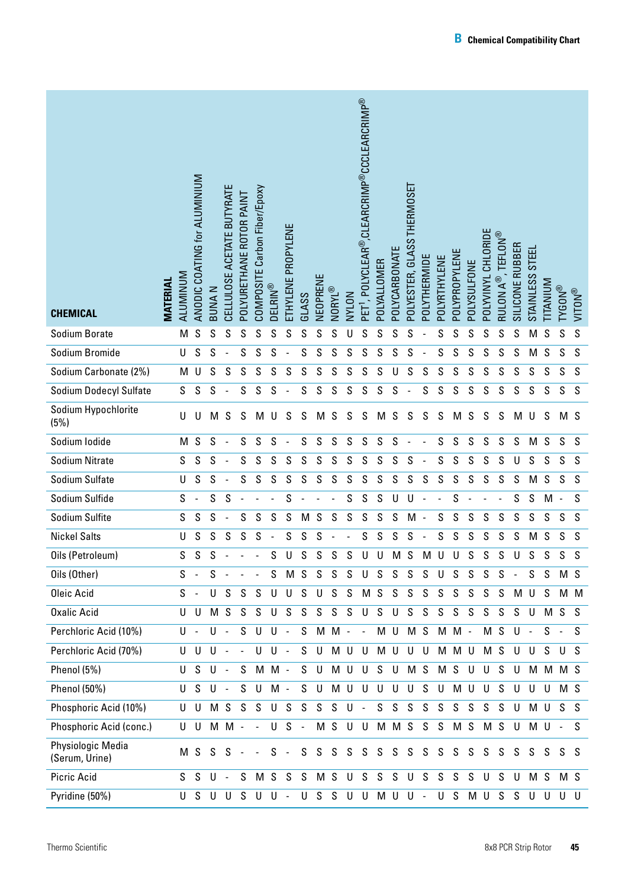| CHEMICAL | ALUMINIUM | ANODIC COATING for ALUMINIUM | BUNA N | CELLULOSE ACETATE BUTYRATE | POLYURETHANE ROTOR PAINT | COMPOSITE Carbon Fiber/Epoxy | DELRIN® | ETHYLENE PROPYLENE | GLASS | NEOPRENE | NORYL® | NYLON | PET[1], POLYCLEAR®,CLEARCRIMP®CCCLEARCRIMP® | POLYALLOMER | POLYCARBONATE | POLYESTER, GLASS THERMOSET | POLYTHERMIDE | POLYRTHYLENE | POLYPROPYLENE | POLYSULFONE | POLYVINYL CHLORIDE | RULON A®, TEFLON® | SILICONE RUBBER | STAINLESS STEEL | TITANIUM | TYGON® | VITON® |
|---|---|---|---|---|---|---|---|---|---|---|---|---|---|---|---|---|---|---|---|---|---|---|---|---|---|---|---|
| Sodium Borate | M | S | S | S | S | S | S | S | S | S | S | U | S | S | S | S | - | S | S | S | S | S | S | M | S | S | S |
| Sodium Bromide | U | S | S | - | S | S | S | - | S | S | S | S | S | S | S | S | - | S | S | S | S | S | S | M | S | S | S |
| Sodium Carbonate (2%) | M | U | S | S | S | S | S | S | S | S | S | S | S | S | U | S | S | S | S | S | S | S | S | S | S | S | S |
| Sodium Dodecyl Sulfate | S | S | S | - | S | S | S | - | S | S | S | S | S | S | S | - | S | S | S | S | S | S | S | S | S | S | S |
| Sodium Hypochlorite (5%) | U | U | M | S | S | M | U | S | S | M | S | S | S | M | S | S | S | S | M | S | S | S | M | U | S | M | S |
| Sodium Iodide | M | S | S | - | S | S | S | - | S | S | S | S | S | S | S | - | - | S | S | S | S | S | S | M | S | S | S |
| Sodium Nitrate | S | S | S | - | S | S | S | S | S | S | S | S | S | S | S | S | - | S | S | S | S | S | U | S | S | S | S |
| Sodium Sulfate | U | S | S | - | S | S | S | S | S | S | S | S | S | S | S | S | S | S | S | S | S | S | S | M | S | S | S |
| Sodium Sulfide | S | - | S | S | - | - | - | S | - | - | - | S | S | S | U | U | - | - | S | - | - | - | S | S | M | - | S |
| Sodium Sulfite | S | S | S | - | S | S | S | S | M | S | S | S | S | S | S | M | - | S | S | S | S | S | S | S | S | S | S |
| Nickel Salts | U | S | S | S | S | S | - | S | S | S | - | - | S | S | S | S | - | S | S | S | S | S | S | M | S | S | S |
| Oils (Petroleum) | S | S | S | - | - | - | S | U | S | S | S | S | U | U | M | S | M | U | U | S | S | S | U | S | S | S | S |
| Oils (Other) | S | - | S | - | - | - | S | M | S | S | S | S | U | S | S | S | S | U | S | S | S | S | - | S | S | M | S |
| Oleic Acid | S | - | U | S | S | S | U | U | S | U | S | S | M | S | S | S | S | S | S | S | S | S | M | U | S | M | M |
| Oxalic Acid | U | U | M | S | S | S | U | S | S | S | S | S | U | S | U | S | S | S | S | S | S | S | S | U | M | S | S |
| Perchloric Acid (10%) | U | - | U | - | S | U | U | - | S | M | M | - | - | M | U | M | S | M | M | - | M | S | U | - | S | - | S |
| Perchloric Acid (70%) | U | U | U | - | - | U | U | - | S | U | M | U | U | M | U | U | U | M | M | U | M | S | U | U | S | U | S |
| Phenol (5%) | U | S | U | - | S | M | M | - | S | U | M | U | U | S | U | M | S | M | S | U | U | S | U | M | M | M | S |
| Phenol (50%) | U | S | U | - | S | U | M | - | S | U | M | U | U | U | U | U | S | U | M | U | U | S | U | U | U | M | S |
| Phosphoric Acid (10%) | U | U | M | S | S | S | U | S | S | S | S | U | - | S | S | S | S | S | S | S | S | S | U | M | U | S | S |
| Phosphoric Acid (conc.) | U | U | M | M | - | - | U | S | - | M | S | U | U | M | M | S | S | S | M | S | M | S | U | M | U | - | S |
| Physiologic Media (Serum, Urine) | M | S | S | S | - | - | S | - | S | S | S | S | S | S | S | S | S | S | S | S | S | S | S | S | S | S | S |
| Picric Acid | S | S | U | - | S | M | S | S | S | M | S | U | S | S | S | U | S | S | S | S | U | S | U | M | S | M | S |
| Pyridine (50%) | U | S | U | U | S | U | U | - | U | S | S | U | U | M | U | U | - | U | S | M | U | S | S | U | U | U | U |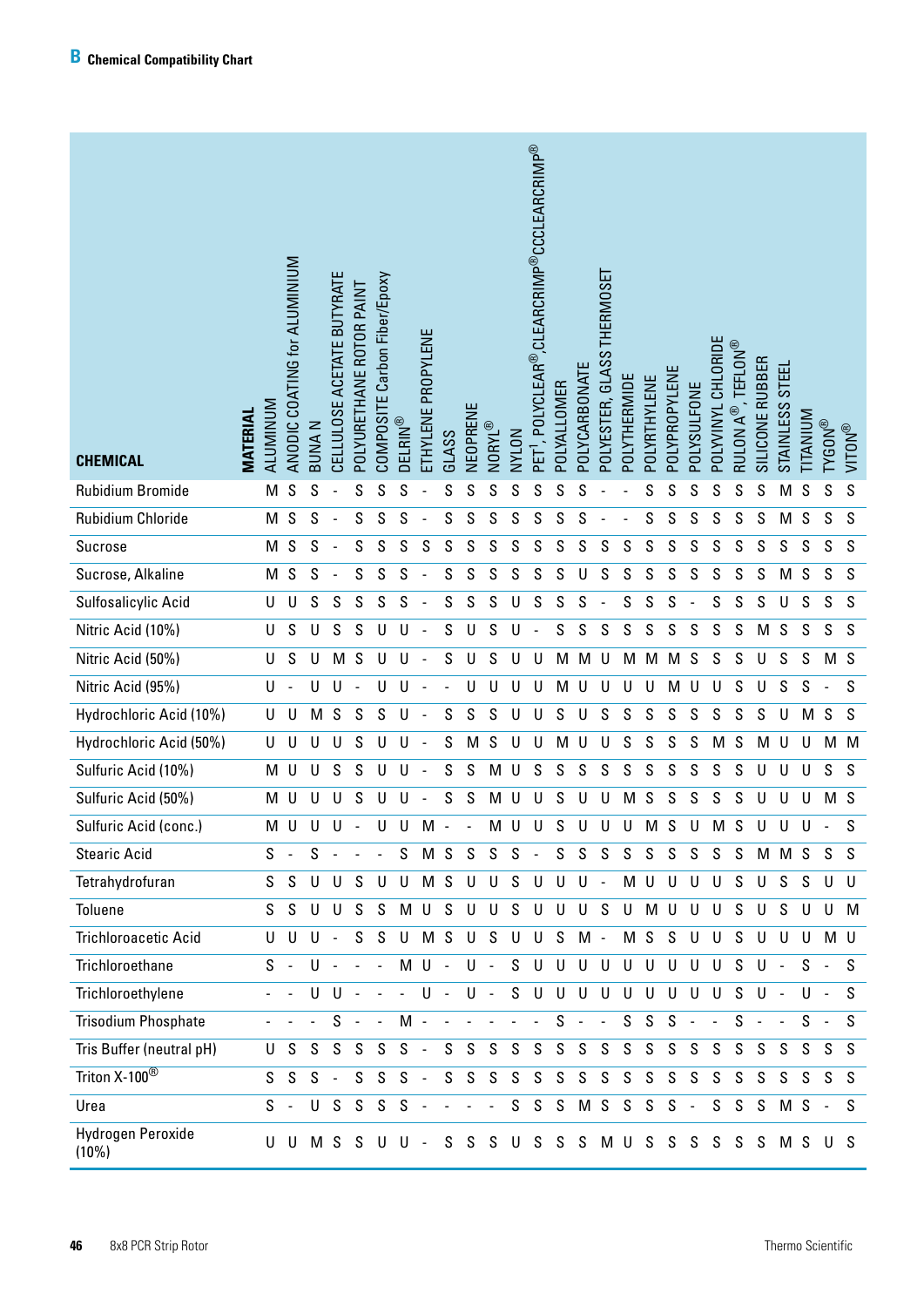## B Chemical Compatibility Chart

| CHEMICAL \ MATERIAL | ALUMINUM | ANODIC COATING for ALUMINIUM | BUNA N | CELLULOSE ACETATE BUTYRATE | POLYURETHANE ROTOR PAINT | COMPOSITE Carbon Fiber/Epoxy | DELRIN® | ETHYLENE PROPYLENE | GLASS | NEOPRENE | NORYL® | NYLON | PET[1], POLYCLEAR®,CLEARCRIMP®CCCLEARCRIMP® | POLYALLOMER | POLYCARBONATE | POLYESTER, GLASS THERMOSET | POLYTHERMIDE | POLYRTHYLENE | POLYPROPYLENE | POLYSULFONE | POLYVINYL CHLORIDE | RULON A®, TEFLON® | SILICONE RUBBER | STAINLESS STEEL | TITANIUM | TYGON® | VITON® |
|---|---|---|---|---|---|---|---|---|---|---|---|---|---|---|---|---|---|---|---|---|---|---|---|---|---|---|---|
| Rubidium Bromide | M | S | S | - | S | S | S | - | S | S | S | S | S | S | S | - | - | S | S | S | S | S | S | M | S | S | S |
| Rubidium Chloride | M | S | S | - | S | S | S | - | S | S | S | S | S | S | S | - | - | S | S | S | S | S | S | M | S | S | S |
| Sucrose | M | S | S | - | S | S | S | S | S | S | S | S | S | S | S | S | S | S | S | S | S | S | S | S | S | S | S |
| Sucrose, Alkaline | M | S | S | - | S | S | S | - | S | S | S | S | S | S | U | S | S | S | S | S | S | S | S | M | S | S | S |
| Sulfosalicylic Acid | U | U | S | S | S | S | S | - | S | S | S | U | S | S | S | - | S | S | S | - | S | S | S | U | S | S | S |
| Nitric Acid (10%) | U | S | U | S | S | U | U | - | S | U | S | U | - | S | S | S | S | S | S | S | S | S | M | S | S | S | S |
| Nitric Acid (50%) | U | S | U | M | S | U | U | - | S | U | S | U | U | M | M | U | M | M | M | S | S | S | U | S | S | M | S |
| Nitric Acid (95%) | U | - | U | U | - | U | U | - | - | U | U | U | U | M | U | U | U | U | M | U | U | S | U | S | S | - | S |
| Hydrochloric Acid (10%) | U | U | M | S | S | S | U | - | S | S | S | U | U | S | U | S | S | S | S | S | S | S | S | U | M | S | S |
| Hydrochloric Acid (50%) | U | U | U | U | S | U | U | - | S | M | S | U | U | M | U | U | S | S | S | S | M | S | M | U | U | M | M |
| Sulfuric Acid (10%) | M | U | U | S | S | U | U | - | S | S | M | U | S | S | S | S | S | S | S | S | S | S | U | U | U | S | S |
| Sulfuric Acid (50%) | M | U | U | U | S | U | U | - | S | S | M | U | U | S | U | U | M | S | S | S | S | S | U | U | U | M | S |
| Sulfuric Acid (conc.) | M | U | U | U | - | U | U | M | - | - | M | U | U | S | U | U | U | M | S | U | M | S | U | U | U | - | S |
| Stearic Acid | S | - | S | - | - | - | S | M | S | S | S | S | - | S | S | S | S | S | S | S | S | S | M | M | S | S | S |
| Tetrahydrofuran | S | S | U | U | S | U | U | M | S | U | U | S | U | U | U | - | M | U | U | U | U | S | U | S | S | U | U |
| Toluene | S | S | U | U | S | S | M | U | S | U | U | S | U | U | U | S | U | M | U | U | U | S | U | S | U | U | M |
| Trichloroacetic Acid | U | U | U | - | S | S | U | M | S | U | S | U | U | S | M | - | M | S | S | U | U | S | U | U | U | M | U |
| Trichloroethane | S | - | U | - | - | - | M | U | - | U | - | S | U | U | U | U | U | U | U | U | U | S | U | - | S | - | S |
| Trichloroethylene | - | - | U | U | - | - | - | U | - | U | - | S | U | U | U | U | U | U | U | U | U | S | U | - | U | - | S |
| Trisodium Phosphate | - | - | - | S | - | - | M | - | - | - | - | - | - | S | - | - | S | S | S | - | - | S | - | - | S | - | S |
| Tris Buffer (neutral pH) | U | S | S | S | S | S | S | - | S | S | S | S | S | S | S | S | S | S | S | S | S | S | S | S | S | S | S |
| Triton X-100® | S | S | S | - | S | S | S | - | S | S | S | S | S | S | S | S | S | S | S | S | S | S | S | S | S | S | S |
| Urea | S | - | U | S | S | S | S | - | - | - | - | S | S | S | M | S | S | S | S | - | S | S | S | M | S | - | S |
| Hydrogen Peroxide (10%) | U | U | M | S | S | U | U | - | S | S | S | U | S | S | S | M | U | S | S | S | S | S | S | M | S | U | S |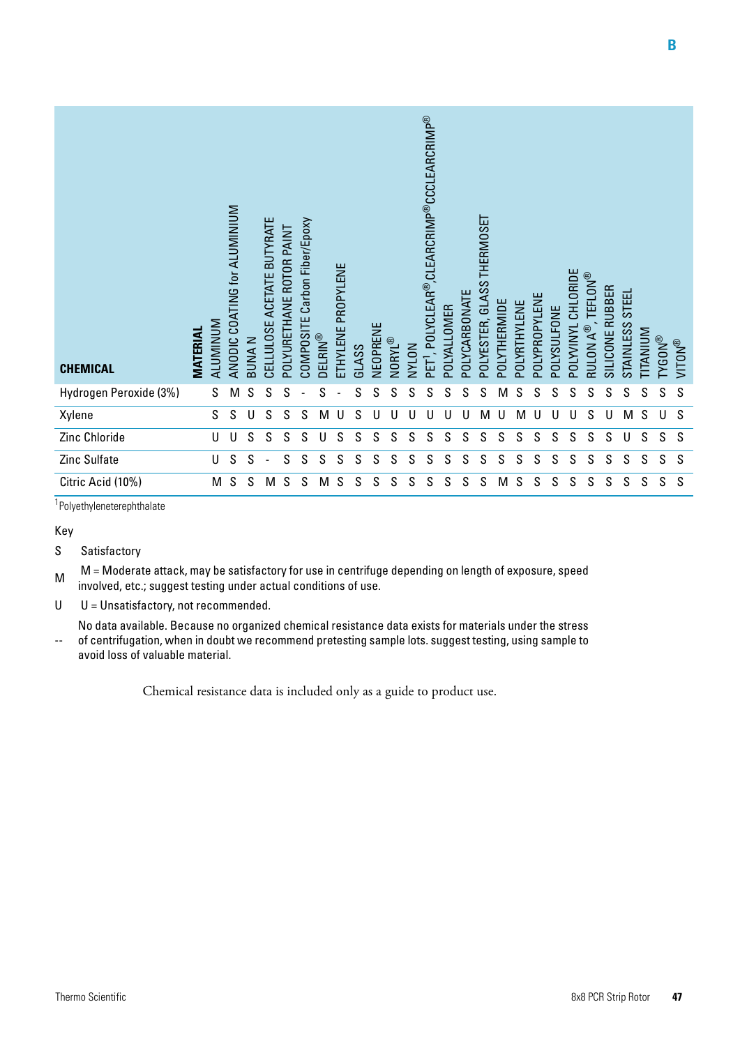| CHEMICAL | MATERIAL | ALUMINUM | ANODIC COATING for ALUMINIUM | BUNA N | CELLULOSE ACETATE BUTYRATE | POLYURETHANE ROTOR PAINT | COMPOSITE Carbon Fiber/Epoxy | DELRIN® | ETHYLENE PROPYLENE | GLASS | NEOPRENE | NORYL® | NYLON | PET[1], POLYCLEAR®,CLEARCRIMP®CCCLEARCRIMP® | POLYALLOMER | POLYCARBONATE | POLYESTER, GLASS THERMOSET | POLYTHERMIDE | POLYRTHYLENE | POLYPROPYLENE | POLYSULFONE | POLYVINYL CHLORIDE | RULON A®, TEFLON® | SILICONE RUBBER | STAINLESS STEEL | TITANIUM | TYGON® | VITON® |
|---|---|---|---|---|---|---|---|---|---|---|---|---|---|---|---|---|---|---|---|---|---|---|---|---|---|---|---|---|
| Hydrogen Peroxide (3%) | | S | M | S | S | S | - | S | - | S | S | S | S | S | S | S | S | M | S | S | S | S | S | S | S | S | S | S |
| Xylene | | S | S | U | S | S | S | M | U | S | U | U | U | U | U | U | M | U | M | U | U | U | S | U | M | S | U | S |
| Zinc Chloride | | U | U | S | S | S | S | U | S | S | S | S | S | S | S | S | S | S | S | S | S | S | S | S | U | S | S | S |
| Zinc Sulfate | | U | S | S | - | S | S | S | S | S | S | S | S | S | S | S | S | S | S | S | S | S | S | S | S | S | S | S |
| Citric Acid (10%) | | M | S | S | M | S | S | M | S | S | S | S | S | S | S | S | S | M | S | S | S | S | S | S | S | S | S | S |

[1]Polyethyleneterephthalate

Key

S Satisfactory

M M = Moderate attack, may be satisfactory for use in centrifuge depending on length of exposure, speed involved, etc.; suggest testing under actual conditions of use.

U U = Unsatisfactory, not recommended.

-- No data available. Because no organized chemical resistance data exists for materials under the stress of centrifugation, when in doubt we recommend pretesting sample lots. suggest testing, using sample to avoid loss of valuable material.

Chemical resistance data is included only as a guide to product use.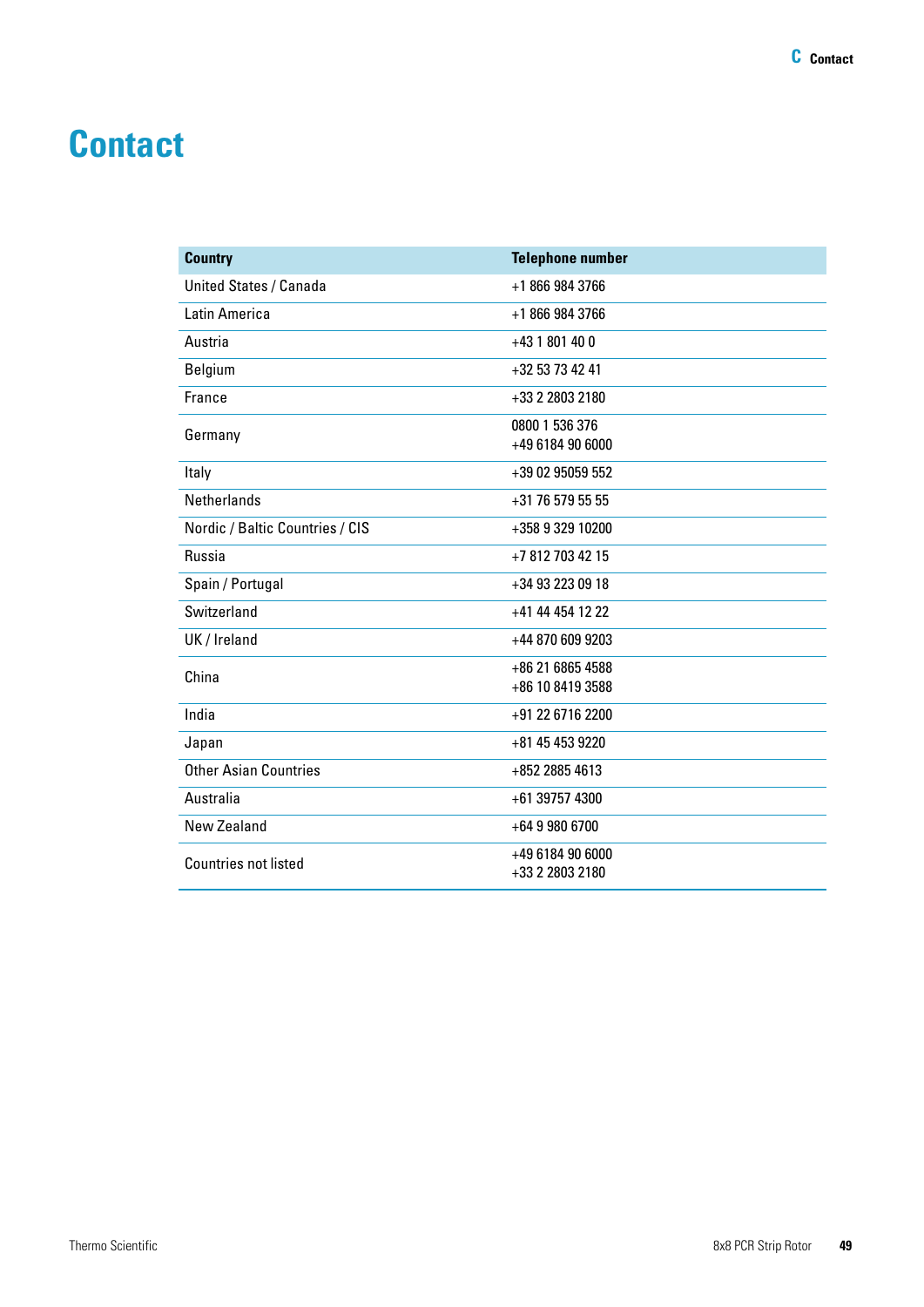# Contact

| Country | Telephone number |
|---|---|
| United States / Canada | +1 866 984 3766 |
| Latin America | +1 866 984 3766 |
| Austria | +43 1 801 40 0 |
| Belgium | +32 53 73 42 41 |
| France | +33 2 2803 2180 |
| Germany | 0800 1 536 376<br>+49 6184 90 6000 |
| Italy | +39 02 95059 552 |
| Netherlands | +31 76 579 55 55 |
| Nordic / Baltic Countries / CIS | +358 9 329 10200 |
| Russia | +7 812 703 42 15 |
| Spain / Portugal | +34 93 223 09 18 |
| Switzerland | +41 44 454 12 22 |
| UK / Ireland | +44 870 609 9203 |
| China | +86 21 6865 4588<br>+86 10 8419 3588 |
| India | +91 22 6716 2200 |
| Japan | +81 45 453 9220 |
| Other Asian Countries | +852 2885 4613 |
| Australia | +61 39757 4300 |
| New Zealand | +64 9 980 6700 |
| Countries not listed | +49 6184 90 6000<br>+33 2 2803 2180 |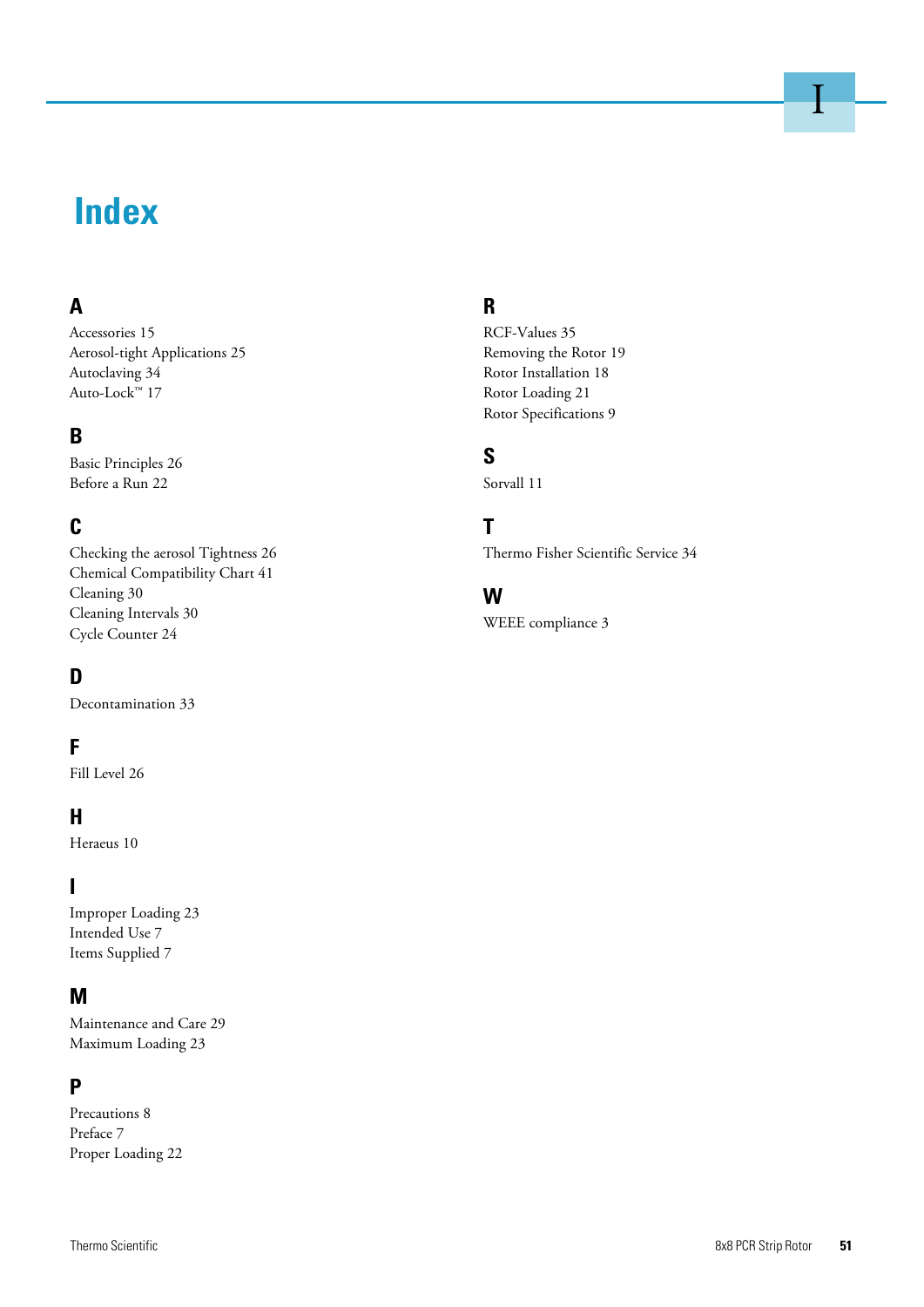# Index

## A

Accessories 15
Aerosol-tight Applications 25
Autoclaving 34
Auto-Lock™ 17

## B

Basic Principles 26
Before a Run 22

## C

Checking the aerosol Tightness 26
Chemical Compatibility Chart 41
Cleaning 30
Cleaning Intervals 30
Cycle Counter 24

## D

Decontamination 33

## F

Fill Level 26

## H

Heraeus 10

## I

Improper Loading 23
Intended Use 7
Items Supplied 7

## M

Maintenance and Care 29
Maximum Loading 23

## P

Precautions 8
Preface 7
Proper Loading 22

## R

RCF-Values 35
Removing the Rotor 19
Rotor Installation 18
Rotor Loading 21
Rotor Specifications 9

## S

Sorvall 11

## T

Thermo Fisher Scientific Service 34

## W

WEEE compliance 3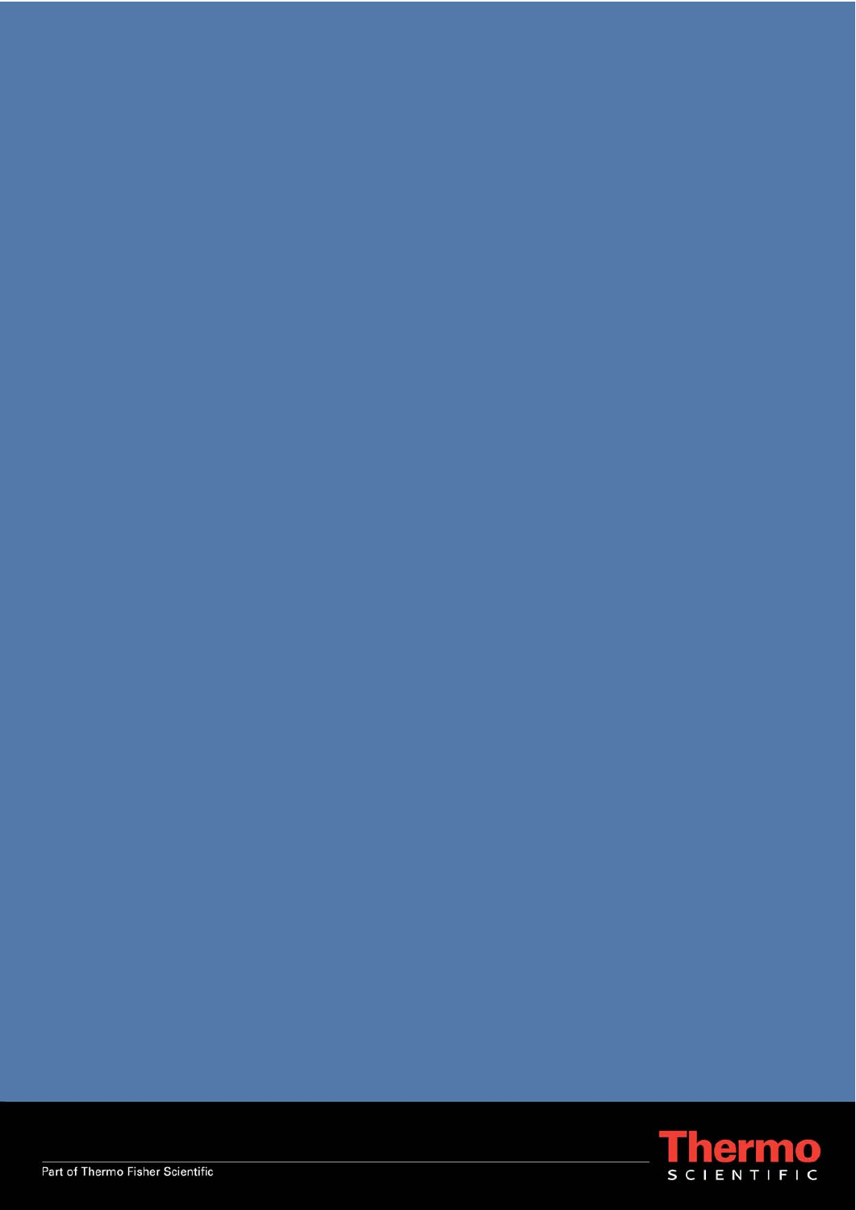Part of Thermo Fisher Scientific

Thermo
SCIENTIFIC